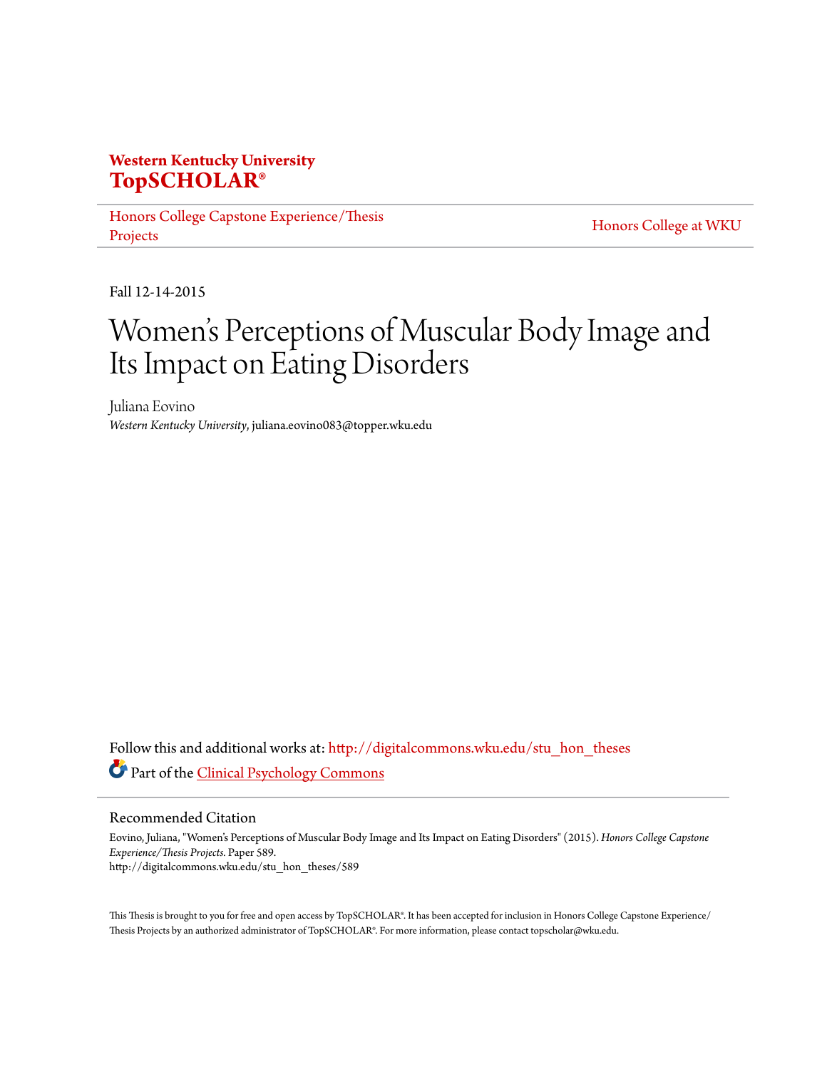**Western Kentucky University**
**TopSCHOLAR®**

Honors College Capstone Experience/Thesis Projects | Honors College at WKU

Fall 12-14-2015

# Women's Perceptions of Muscular Body Image and Its Impact on Eating Disorders

Juliana Eovino
*Western Kentucky University*, juliana.eovino083@topper.wku.edu

Follow this and additional works at: http://digitalcommons.wku.edu/stu_hon_theses

Part of the Clinical Psychology Commons

## Recommended Citation

Eovino, Juliana, "Women's Perceptions of Muscular Body Image and Its Impact on Eating Disorders" (2015). *Honors College Capstone Experience/Thesis Projects.* Paper 589.
http://digitalcommons.wku.edu/stu_hon_theses/589

This Thesis is brought to you for free and open access by TopSCHOLAR®. It has been accepted for inclusion in Honors College Capstone Experience/Thesis Projects by an authorized administrator of TopSCHOLAR®. For more information, please contact topscholar@wku.edu.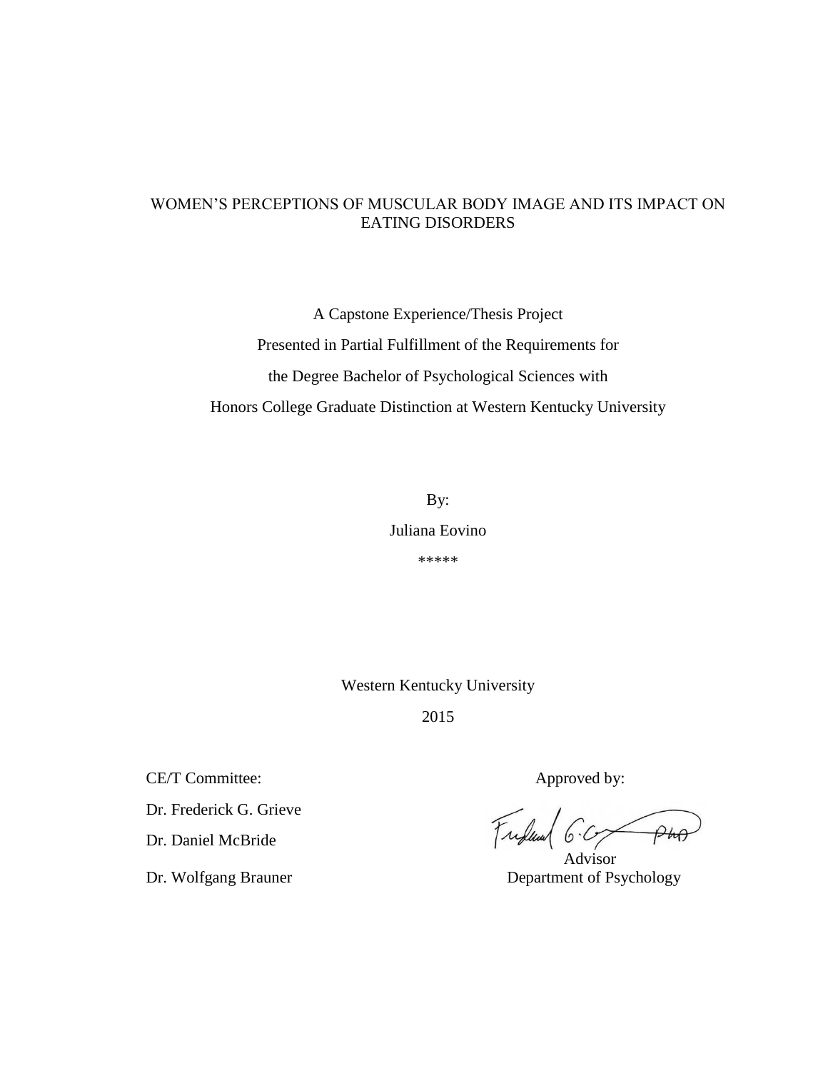# WOMEN'S PERCEPTIONS OF MUSCULAR BODY IMAGE AND ITS IMPACT ON EATING DISORDERS

A Capstone Experience/Thesis Project

Presented in Partial Fulfillment of the Requirements for

the Degree Bachelor of Psychological Sciences with

Honors College Graduate Distinction at Western Kentucky University

By:

Juliana Eovino

*****

Western Kentucky University

2015

CE/T Committee:

Dr. Frederick G. Grieve

Dr. Daniel McBride

Dr. Wolfgang Brauner

Approved by:

Advisor

Department of Psychology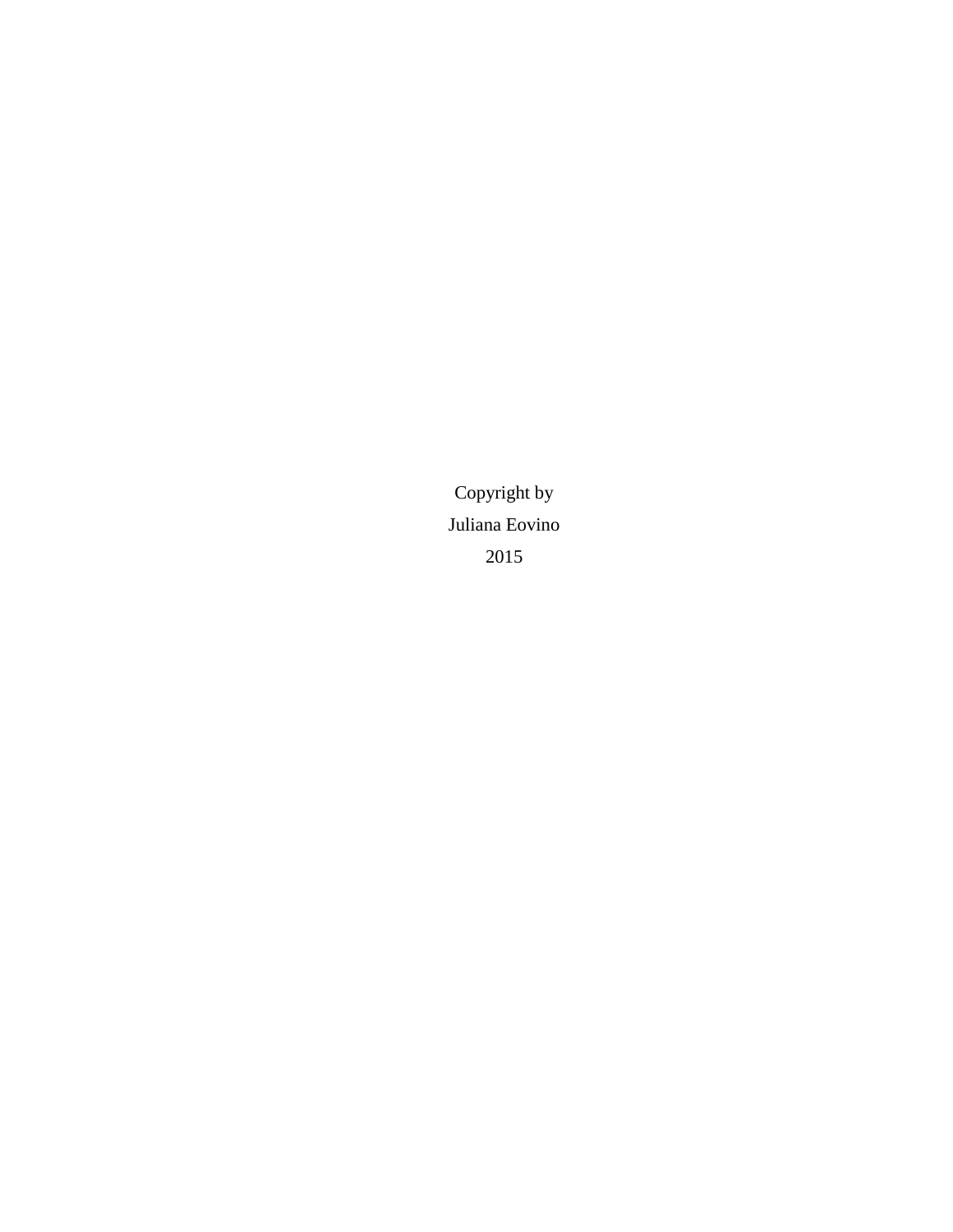Copyright by

Juliana Eovino

2015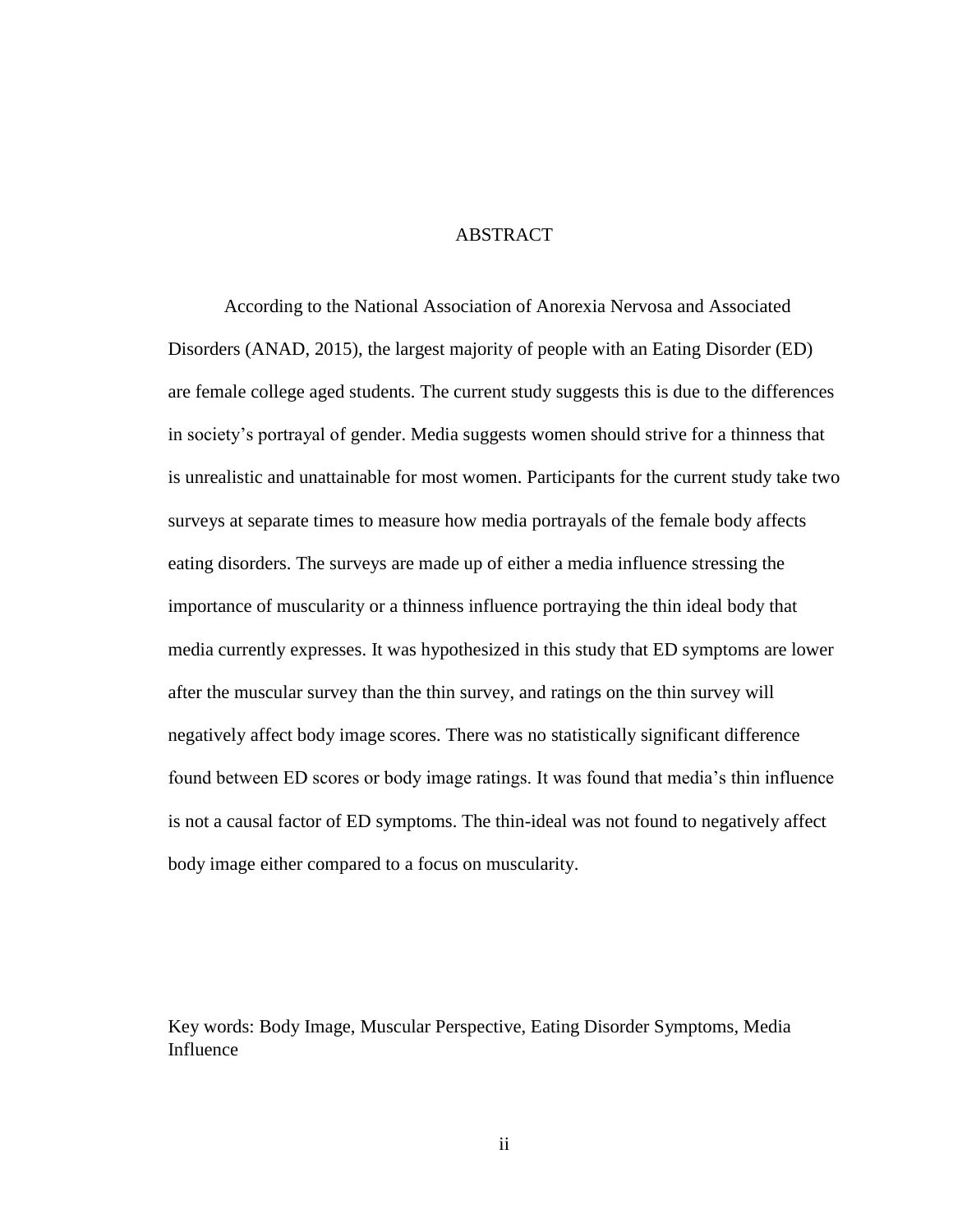# ABSTRACT

According to the National Association of Anorexia Nervosa and Associated Disorders (ANAD, 2015), the largest majority of people with an Eating Disorder (ED) are female college aged students. The current study suggests this is due to the differences in society's portrayal of gender. Media suggests women should strive for a thinness that is unrealistic and unattainable for most women. Participants for the current study take two surveys at separate times to measure how media portrayals of the female body affects eating disorders. The surveys are made up of either a media influence stressing the importance of muscularity or a thinness influence portraying the thin ideal body that media currently expresses. It was hypothesized in this study that ED symptoms are lower after the muscular survey than the thin survey, and ratings on the thin survey will negatively affect body image scores. There was no statistically significant difference found between ED scores or body image ratings. It was found that media's thin influence is not a causal factor of ED symptoms. The thin-ideal was not found to negatively affect body image either compared to a focus on muscularity.

Key words: Body Image, Muscular Perspective, Eating Disorder Symptoms, Media Influence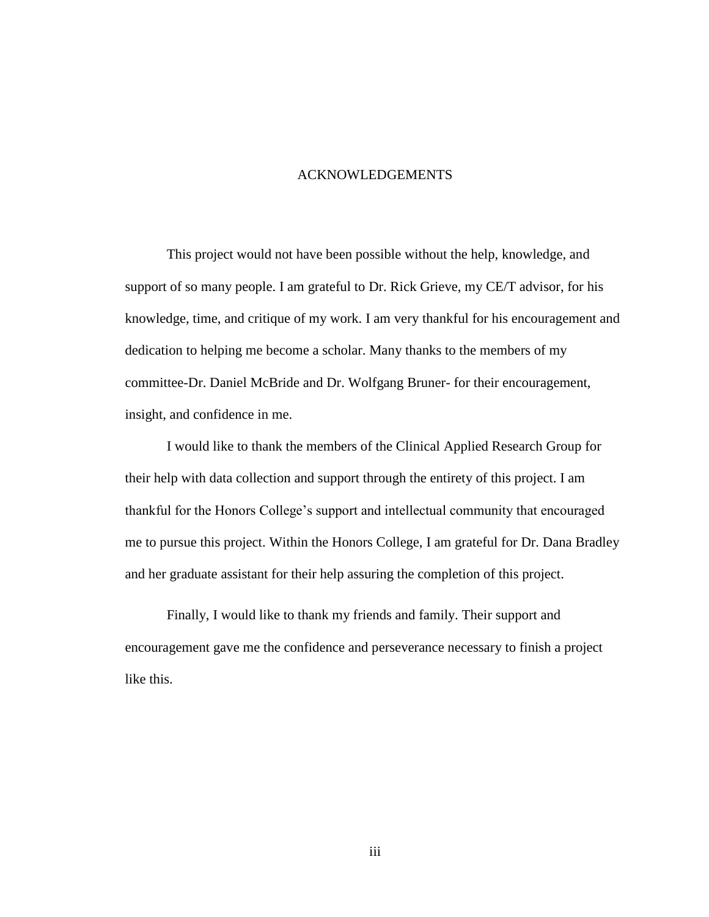# ACKNOWLEDGEMENTS

This project would not have been possible without the help, knowledge, and support of so many people. I am grateful to Dr. Rick Grieve, my CE/T advisor, for his knowledge, time, and critique of my work. I am very thankful for his encouragement and dedication to helping me become a scholar. Many thanks to the members of my committee-Dr. Daniel McBride and Dr. Wolfgang Bruner- for their encouragement, insight, and confidence in me.

I would like to thank the members of the Clinical Applied Research Group for their help with data collection and support through the entirety of this project. I am thankful for the Honors College's support and intellectual community that encouraged me to pursue this project. Within the Honors College, I am grateful for Dr. Dana Bradley and her graduate assistant for their help assuring the completion of this project.

Finally, I would like to thank my friends and family. Their support and encouragement gave me the confidence and perseverance necessary to finish a project like this.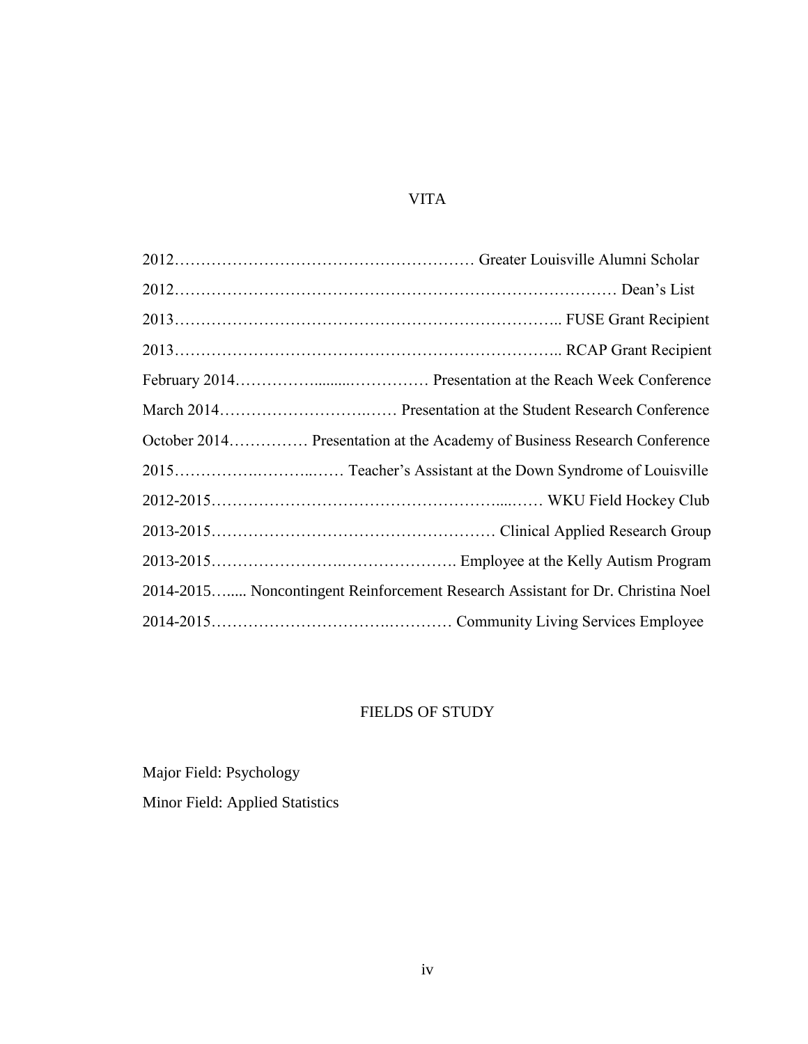## VITA

2012…………………………………………………… Greater Louisville Alumni Scholar

2012………………………………………………………………………… Dean's List

2013……………………………………………………………….. FUSE Grant Recipient

2013……………………………………………………………….. RCAP Grant Recipient

February 2014…………….........…………… Presentation at the Reach Week Conference

March 2014…………………………..…… Presentation at the Student Research Conference

October 2014…………… Presentation at the Academy of Business Research Conference

2015…………….………..…… Teacher's Assistant at the Down Syndrome of Louisville

2012-2015……………………………………………....…… WKU Field Hockey Club

2013-2015……………………………………………… Clinical Applied Research Group

2013-2015…………………….…………………. Employee at the Kelly Autism Program

2014-2015…..... Noncontingent Reinforcement Research Assistant for Dr. Christina Noel

2014-2015…………………………….………… Community Living Services Employee

## FIELDS OF STUDY

Major Field: Psychology

Minor Field: Applied Statistics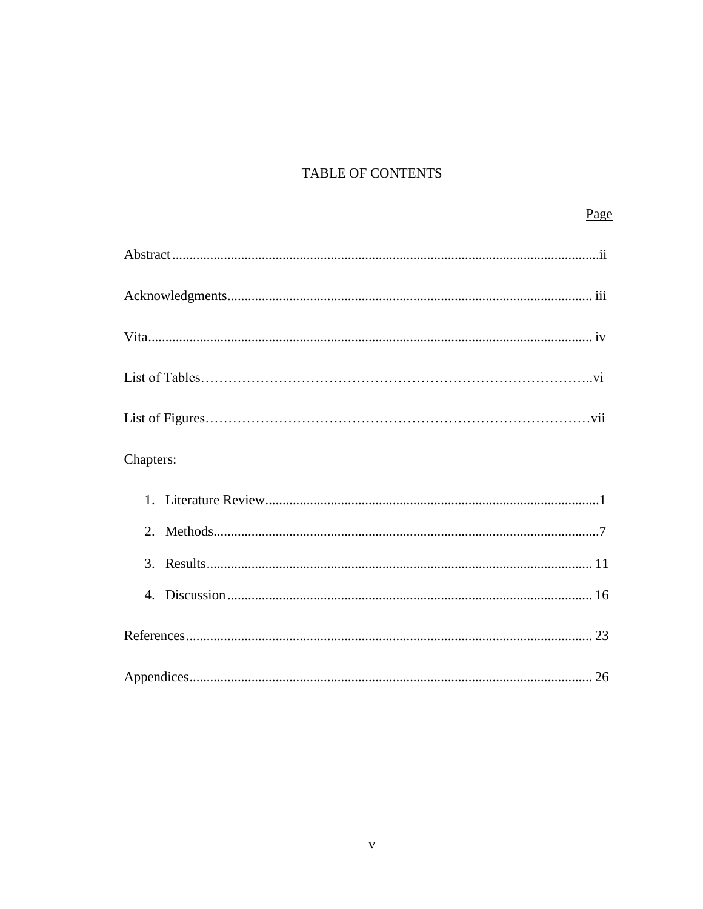# TABLE OF CONTENTS

Page

Abstract ........................................................................................................... ii

Acknowledgments ........................................................................................... iii

Vita ................................................................................................................. iv

List of Tables .................................................................................................. vi

List of Figures ................................................................................................. vii

Chapters:

1. Literature Review ........................................................................................ 1
2. Methods ....................................................................................................... 7
3. Results ....................................................................................................... 11
4. Discussion .................................................................................................. 16

References ...................................................................................................... 23

Appendices ..................................................................................................... 26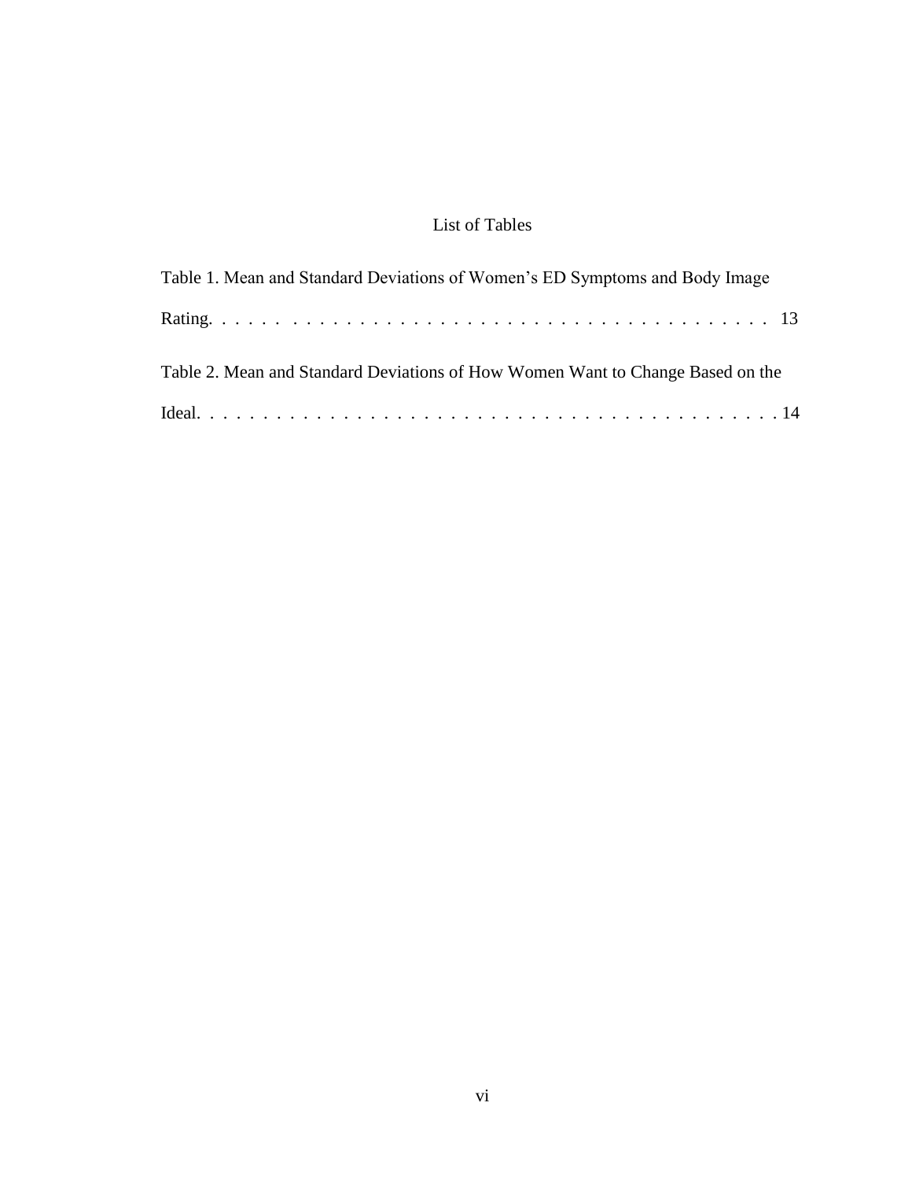# List of Tables

Table 1. Mean and Standard Deviations of Women's ED Symptoms and Body Image Rating. . . . . . . . . . . . . . . . . . . . . . . . . . . . . . . . . . . . . . . . 13

Table 2. Mean and Standard Deviations of How Women Want to Change Based on the Ideal. . . . . . . . . . . . . . . . . . . . . . . . . . . . . . . . . . . . . . . . . . . . 14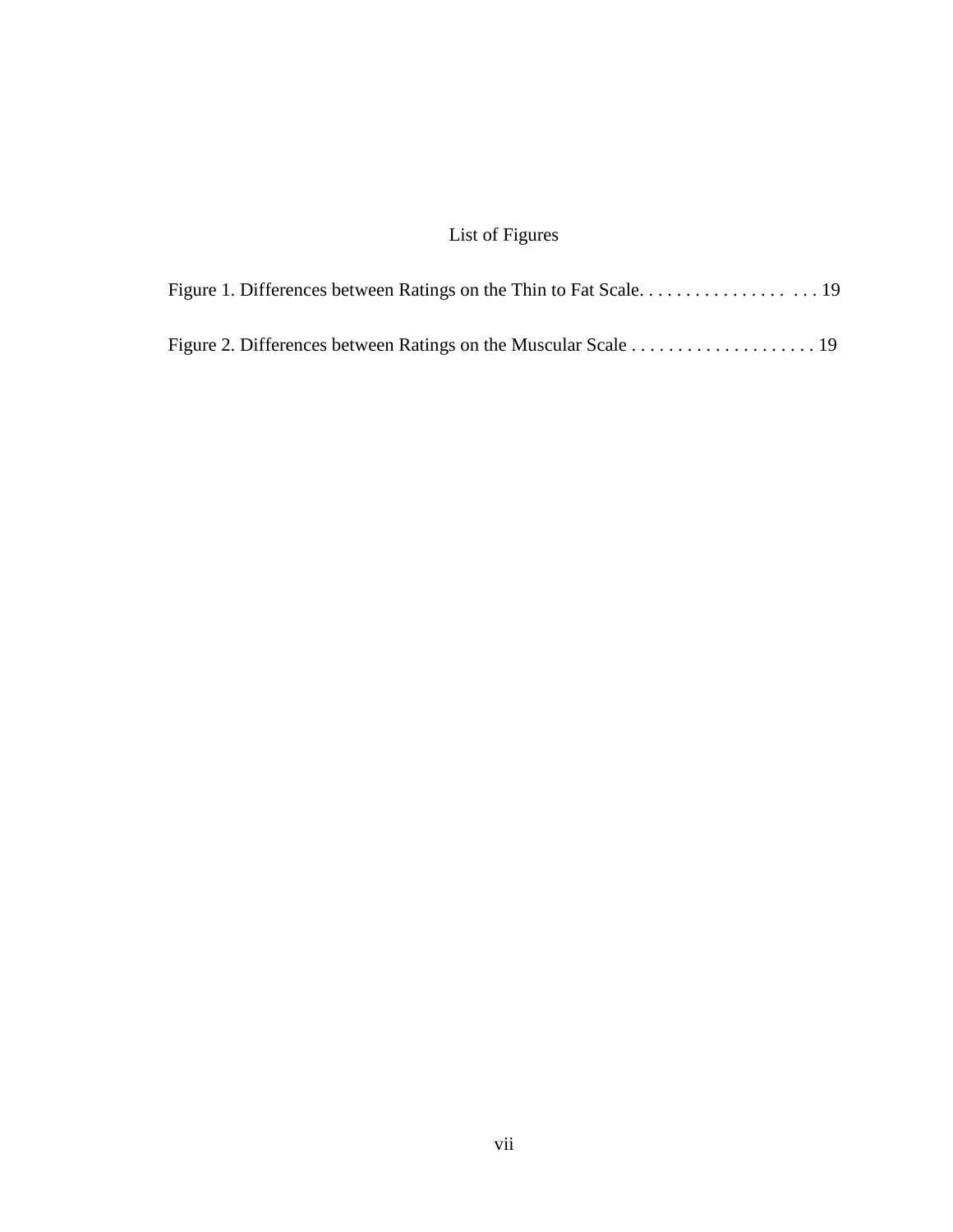# List of Figures

Figure 1. Differences between Ratings on the Thin to Fat Scale. . . . . . . . . . . . . . . . . . . . 19

Figure 2. Differences between Ratings on the Muscular Scale . . . . . . . . . . . . . . . . . . . . 19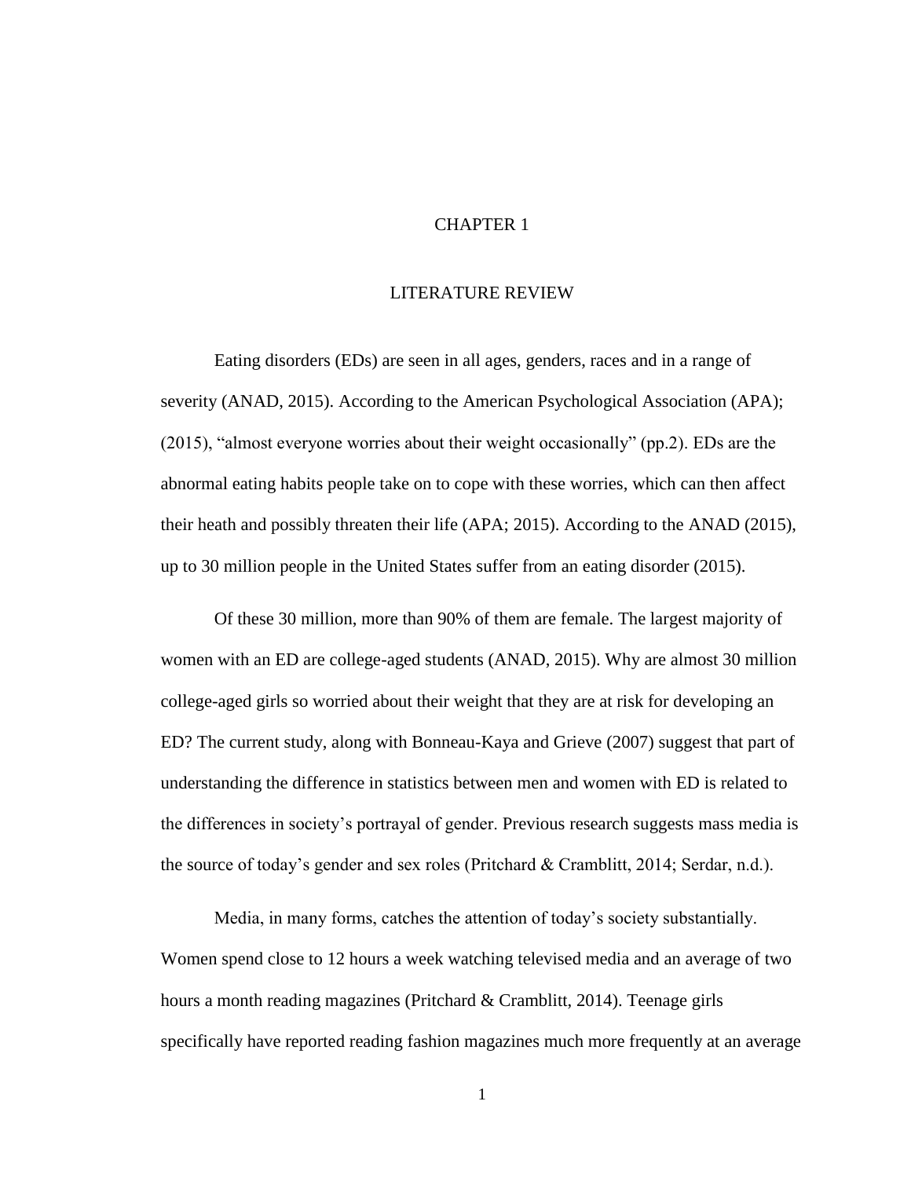# CHAPTER 1

## LITERATURE REVIEW

Eating disorders (EDs) are seen in all ages, genders, races and in a range of severity (ANAD, 2015). According to the American Psychological Association (APA); (2015), "almost everyone worries about their weight occasionally" (pp.2). EDs are the abnormal eating habits people take on to cope with these worries, which can then affect their heath and possibly threaten their life (APA; 2015). According to the ANAD (2015), up to 30 million people in the United States suffer from an eating disorder (2015).

Of these 30 million, more than 90% of them are female. The largest majority of women with an ED are college-aged students (ANAD, 2015). Why are almost 30 million college-aged girls so worried about their weight that they are at risk for developing an ED? The current study, along with Bonneau-Kaya and Grieve (2007) suggest that part of understanding the difference in statistics between men and women with ED is related to the differences in society's portrayal of gender. Previous research suggests mass media is the source of today's gender and sex roles (Pritchard & Cramblitt, 2014; Serdar, n.d.).

Media, in many forms, catches the attention of today's society substantially. Women spend close to 12 hours a week watching televised media and an average of two hours a month reading magazines (Pritchard & Cramblitt, 2014). Teenage girls specifically have reported reading fashion magazines much more frequently at an average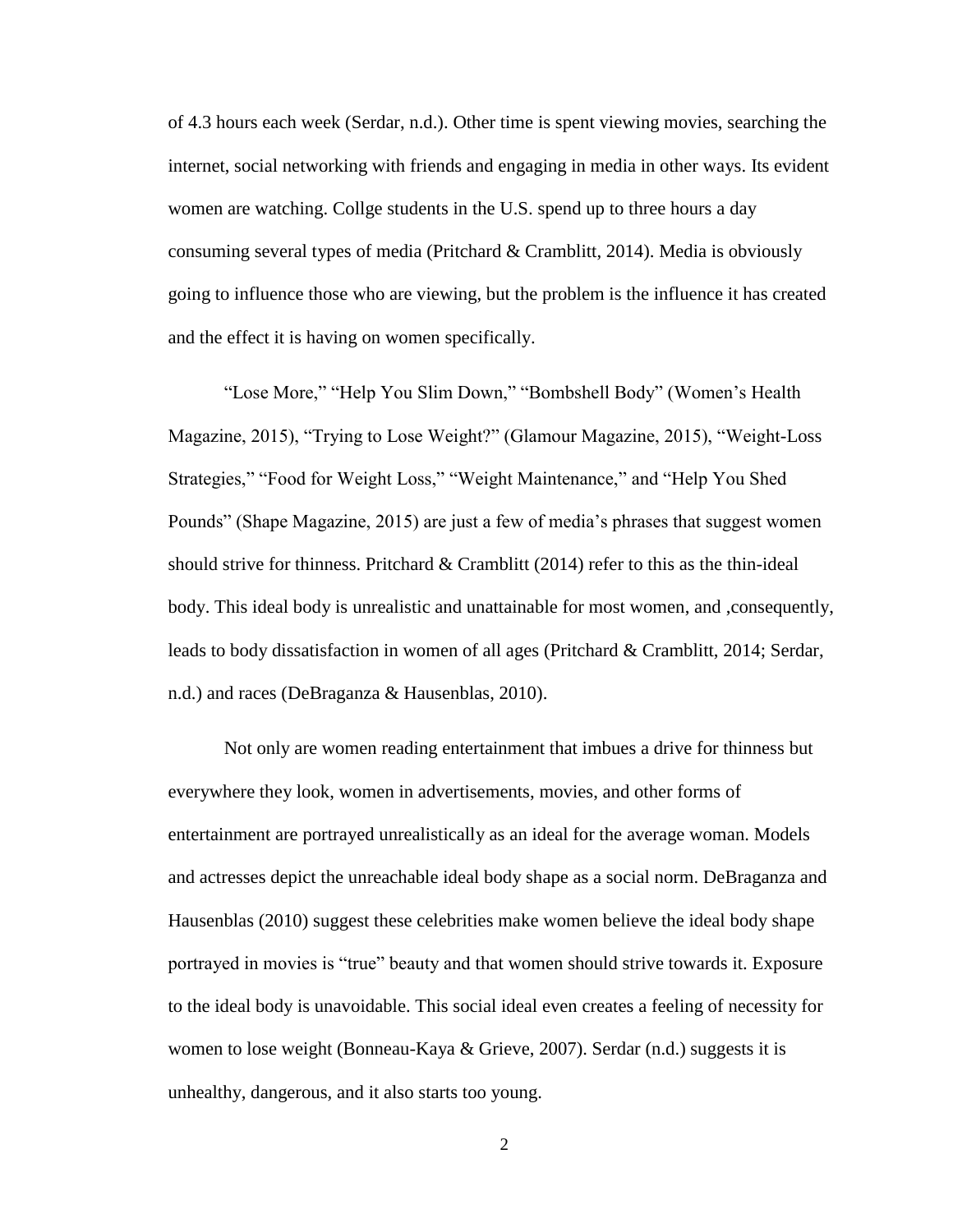of 4.3 hours each week (Serdar, n.d.). Other time is spent viewing movies, searching the internet, social networking with friends and engaging in media in other ways. Its evident women are watching. Collge students in the U.S. spend up to three hours a day consuming several types of media (Pritchard & Cramblitt, 2014). Media is obviously going to influence those who are viewing, but the problem is the influence it has created and the effect it is having on women specifically.

"Lose More," "Help You Slim Down," "Bombshell Body" (Women's Health Magazine, 2015), "Trying to Lose Weight?" (Glamour Magazine, 2015), "Weight-Loss Strategies," "Food for Weight Loss," "Weight Maintenance," and "Help You Shed Pounds" (Shape Magazine, 2015) are just a few of media's phrases that suggest women should strive for thinness. Pritchard & Cramblitt (2014) refer to this as the thin-ideal body. This ideal body is unrealistic and unattainable for most women, and ,consequently, leads to body dissatisfaction in women of all ages (Pritchard & Cramblitt, 2014; Serdar, n.d.) and races (DeBraganza & Hausenblas, 2010).

Not only are women reading entertainment that imbues a drive for thinness but everywhere they look, women in advertisements, movies, and other forms of entertainment are portrayed unrealistically as an ideal for the average woman. Models and actresses depict the unreachable ideal body shape as a social norm. DeBraganza and Hausenblas (2010) suggest these celebrities make women believe the ideal body shape portrayed in movies is "true" beauty and that women should strive towards it. Exposure to the ideal body is unavoidable. This social ideal even creates a feeling of necessity for women to lose weight (Bonneau-Kaya & Grieve, 2007). Serdar (n.d.) suggests it is unhealthy, dangerous, and it also starts too young.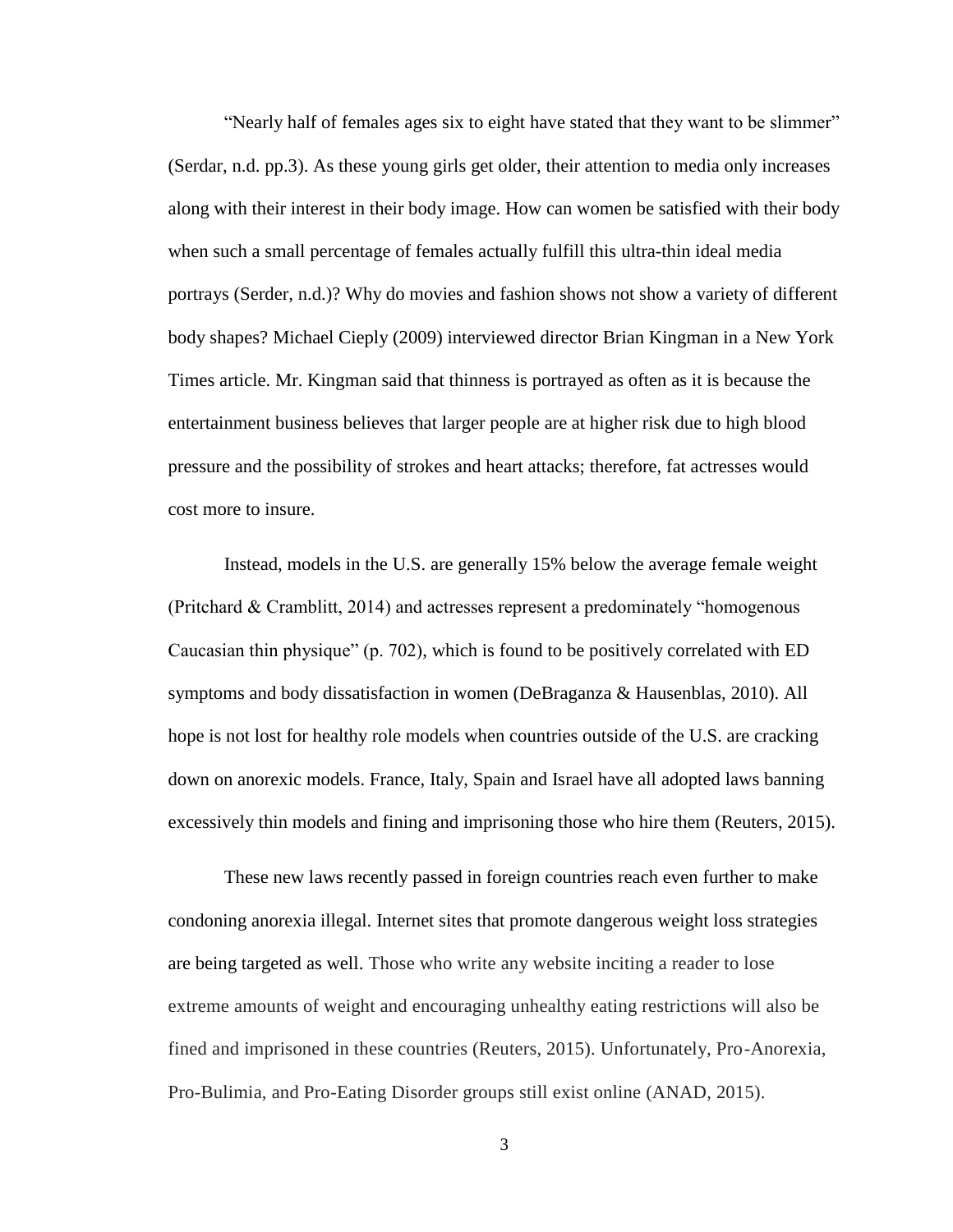"Nearly half of females ages six to eight have stated that they want to be slimmer" (Serdar, n.d. pp.3). As these young girls get older, their attention to media only increases along with their interest in their body image. How can women be satisfied with their body when such a small percentage of females actually fulfill this ultra-thin ideal media portrays (Serder, n.d.)? Why do movies and fashion shows not show a variety of different body shapes? Michael Cieply (2009) interviewed director Brian Kingman in a New York Times article. Mr. Kingman said that thinness is portrayed as often as it is because the entertainment business believes that larger people are at higher risk due to high blood pressure and the possibility of strokes and heart attacks; therefore, fat actresses would cost more to insure.

Instead, models in the U.S. are generally 15% below the average female weight (Pritchard & Cramblitt, 2014) and actresses represent a predominately "homogenous Caucasian thin physique" (p. 702), which is found to be positively correlated with ED symptoms and body dissatisfaction in women (DeBraganza & Hausenblas, 2010). All hope is not lost for healthy role models when countries outside of the U.S. are cracking down on anorexic models. France, Italy, Spain and Israel have all adopted laws banning excessively thin models and fining and imprisoning those who hire them (Reuters, 2015).

These new laws recently passed in foreign countries reach even further to make condoning anorexia illegal. Internet sites that promote dangerous weight loss strategies are being targeted as well. Those who write any website inciting a reader to lose extreme amounts of weight and encouraging unhealthy eating restrictions will also be fined and imprisoned in these countries (Reuters, 2015). Unfortunately, Pro-Anorexia, Pro-Bulimia, and Pro-Eating Disorder groups still exist online (ANAD, 2015).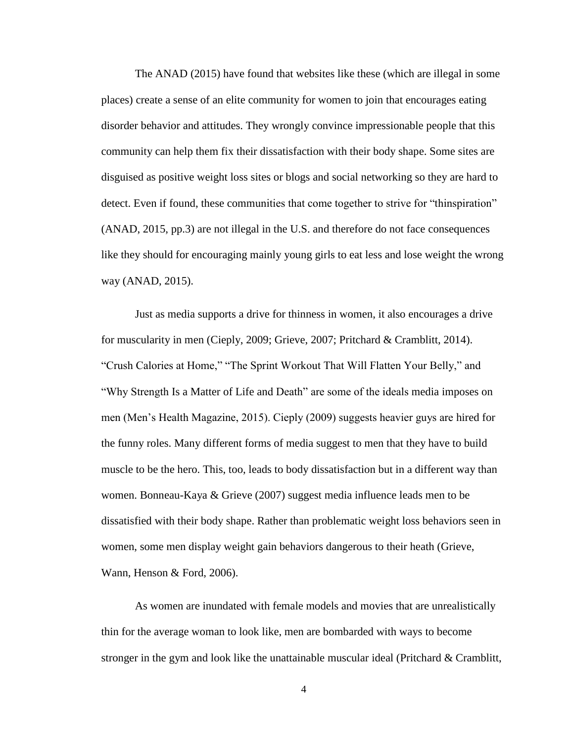The ANAD (2015) have found that websites like these (which are illegal in some places) create a sense of an elite community for women to join that encourages eating disorder behavior and attitudes. They wrongly convince impressionable people that this community can help them fix their dissatisfaction with their body shape. Some sites are disguised as positive weight loss sites or blogs and social networking so they are hard to detect. Even if found, these communities that come together to strive for "thinspiration" (ANAD, 2015, pp.3) are not illegal in the U.S. and therefore do not face consequences like they should for encouraging mainly young girls to eat less and lose weight the wrong way (ANAD, 2015).

Just as media supports a drive for thinness in women, it also encourages a drive for muscularity in men (Cieply, 2009; Grieve, 2007; Pritchard & Cramblitt, 2014). "Crush Calories at Home," "The Sprint Workout That Will Flatten Your Belly," and "Why Strength Is a Matter of Life and Death" are some of the ideals media imposes on men (Men's Health Magazine, 2015). Cieply (2009) suggests heavier guys are hired for the funny roles. Many different forms of media suggest to men that they have to build muscle to be the hero. This, too, leads to body dissatisfaction but in a different way than women. Bonneau-Kaya & Grieve (2007) suggest media influence leads men to be dissatisfied with their body shape. Rather than problematic weight loss behaviors seen in women, some men display weight gain behaviors dangerous to their heath (Grieve, Wann, Henson & Ford, 2006).

As women are inundated with female models and movies that are unrealistically thin for the average woman to look like, men are bombarded with ways to become stronger in the gym and look like the unattainable muscular ideal (Pritchard & Cramblitt,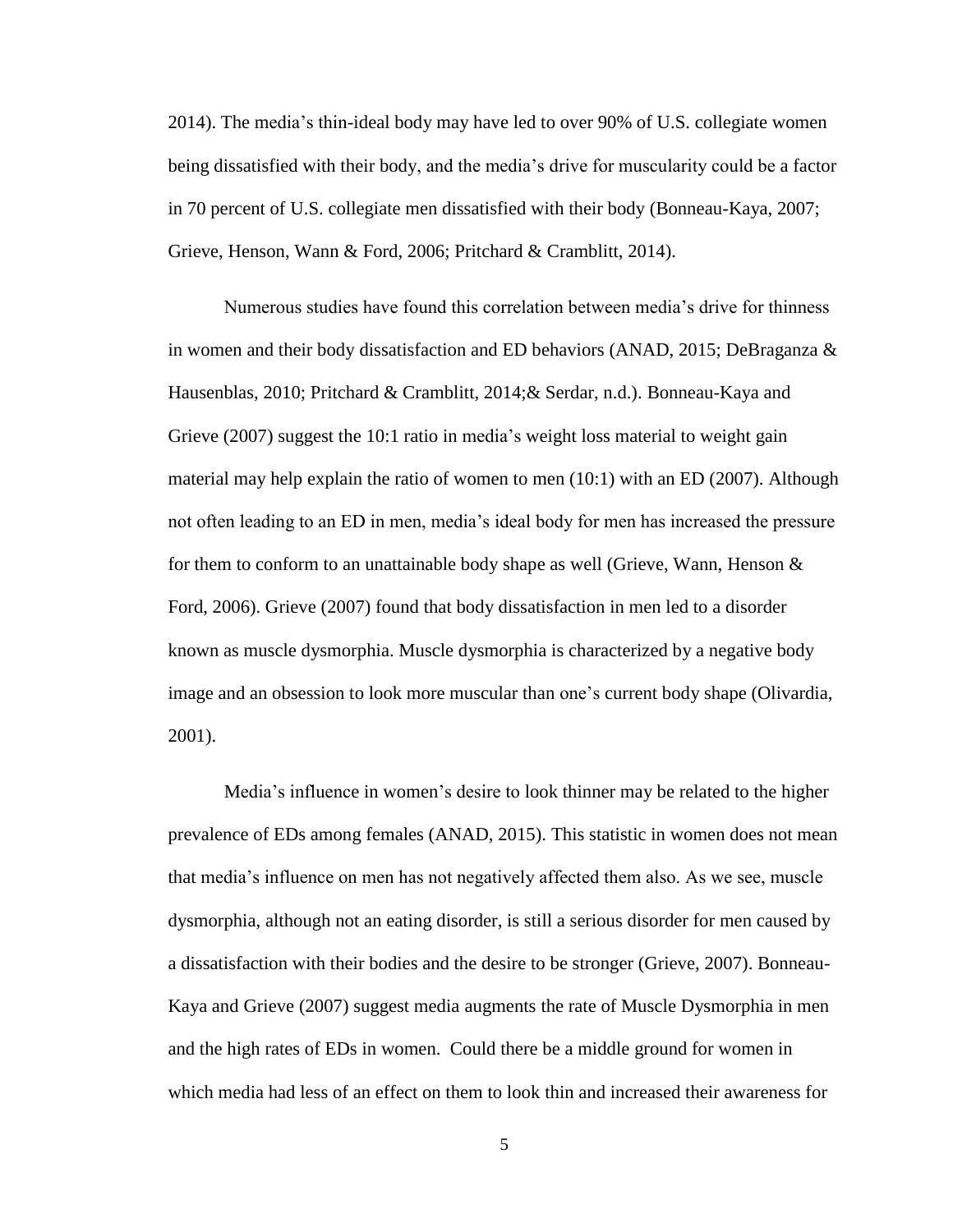2014). The media's thin-ideal body may have led to over 90% of U.S. collegiate women being dissatisfied with their body, and the media's drive for muscularity could be a factor in 70 percent of U.S. collegiate men dissatisfied with their body (Bonneau-Kaya, 2007; Grieve, Henson, Wann & Ford, 2006; Pritchard & Cramblitt, 2014).

Numerous studies have found this correlation between media's drive for thinness in women and their body dissatisfaction and ED behaviors (ANAD, 2015; DeBraganza & Hausenblas, 2010; Pritchard & Cramblitt, 2014;& Serdar, n.d.). Bonneau-Kaya and Grieve (2007) suggest the 10:1 ratio in media's weight loss material to weight gain material may help explain the ratio of women to men (10:1) with an ED (2007). Although not often leading to an ED in men, media's ideal body for men has increased the pressure for them to conform to an unattainable body shape as well (Grieve, Wann, Henson & Ford, 2006). Grieve (2007) found that body dissatisfaction in men led to a disorder known as muscle dysmorphia. Muscle dysmorphia is characterized by a negative body image and an obsession to look more muscular than one's current body shape (Olivardia, 2001).

Media's influence in women's desire to look thinner may be related to the higher prevalence of EDs among females (ANAD, 2015). This statistic in women does not mean that media's influence on men has not negatively affected them also. As we see, muscle dysmorphia, although not an eating disorder, is still a serious disorder for men caused by a dissatisfaction with their bodies and the desire to be stronger (Grieve, 2007). Bonneau-Kaya and Grieve (2007) suggest media augments the rate of Muscle Dysmorphia in men and the high rates of EDs in women. Could there be a middle ground for women in which media had less of an effect on them to look thin and increased their awareness for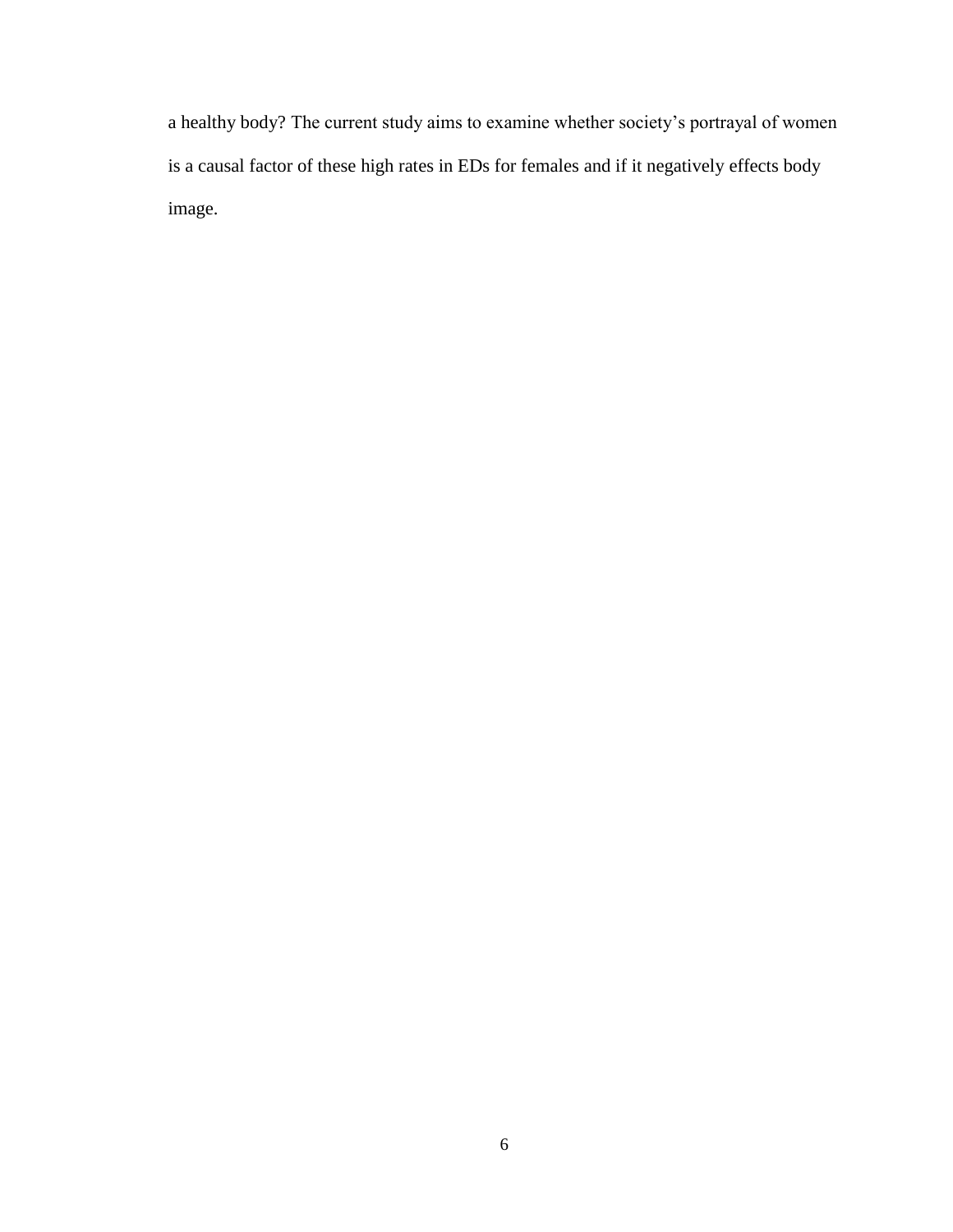a healthy body? The current study aims to examine whether society's portrayal of women is a causal factor of these high rates in EDs for females and if it negatively effects body image.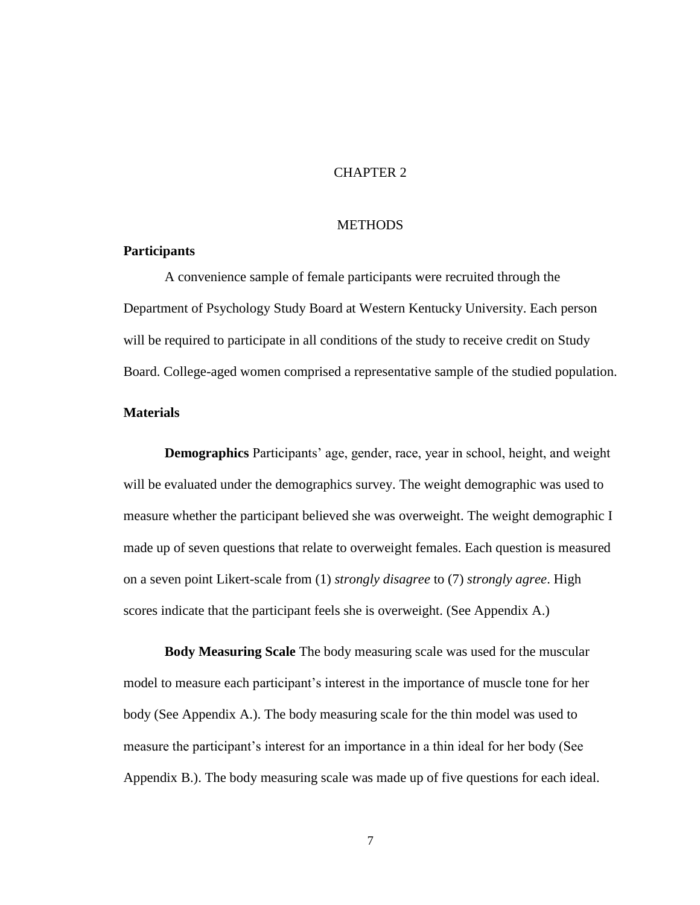# CHAPTER 2

# METHODS

## Participants

A convenience sample of female participants were recruited through the Department of Psychology Study Board at Western Kentucky University. Each person will be required to participate in all conditions of the study to receive credit on Study Board. College-aged women comprised a representative sample of the studied population.

## Materials

**Demographics** Participants' age, gender, race, year in school, height, and weight will be evaluated under the demographics survey. The weight demographic was used to measure whether the participant believed she was overweight. The weight demographic I made up of seven questions that relate to overweight females. Each question is measured on a seven point Likert-scale from (1) *strongly disagree* to (7) *strongly agree*. High scores indicate that the participant feels she is overweight. (See Appendix A.)

**Body Measuring Scale** The body measuring scale was used for the muscular model to measure each participant's interest in the importance of muscle tone for her body (See Appendix A.). The body measuring scale for the thin model was used to measure the participant's interest for an importance in a thin ideal for her body (See Appendix B.). The body measuring scale was made up of five questions for each ideal.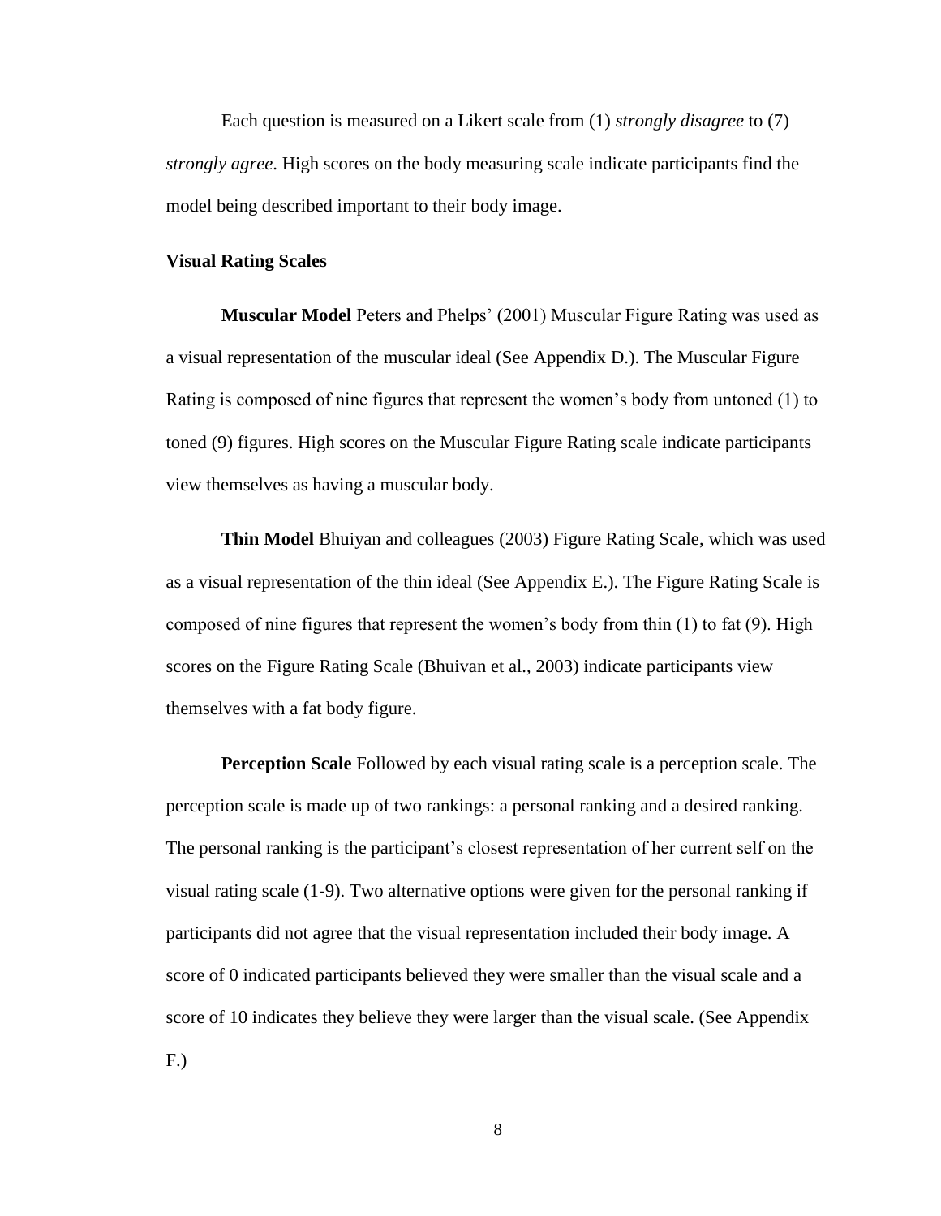Each question is measured on a Likert scale from (1) *strongly disagree* to (7) *strongly agree*. High scores on the body measuring scale indicate participants find the model being described important to their body image.

### Visual Rating Scales

**Muscular Model** Peters and Phelps' (2001) Muscular Figure Rating was used as a visual representation of the muscular ideal (See Appendix D.). The Muscular Figure Rating is composed of nine figures that represent the women's body from untoned (1) to toned (9) figures. High scores on the Muscular Figure Rating scale indicate participants view themselves as having a muscular body.

**Thin Model** Bhuiyan and colleagues (2003) Figure Rating Scale, which was used as a visual representation of the thin ideal (See Appendix E.). The Figure Rating Scale is composed of nine figures that represent the women's body from thin (1) to fat (9). High scores on the Figure Rating Scale (Bhuivan et al., 2003) indicate participants view themselves with a fat body figure.

**Perception Scale** Followed by each visual rating scale is a perception scale. The perception scale is made up of two rankings: a personal ranking and a desired ranking. The personal ranking is the participant's closest representation of her current self on the visual rating scale (1-9). Two alternative options were given for the personal ranking if participants did not agree that the visual representation included their body image. A score of 0 indicated participants believed they were smaller than the visual scale and a score of 10 indicates they believe they were larger than the visual scale. (See Appendix F.)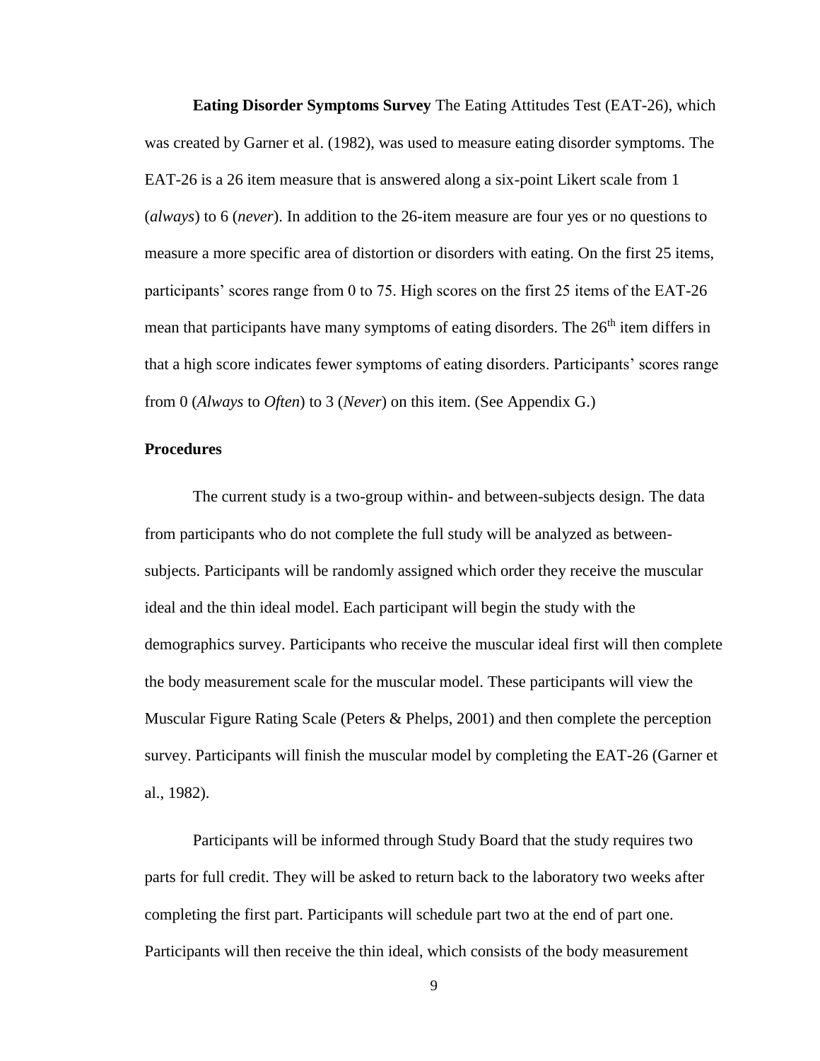**Eating Disorder Symptoms Survey** The Eating Attitudes Test (EAT-26), which was created by Garner et al. (1982), was used to measure eating disorder symptoms. The EAT-26 is a 26 item measure that is answered along a six-point Likert scale from 1 (*always*) to 6 (*never*). In addition to the 26-item measure are four yes or no questions to measure a more specific area of distortion or disorders with eating. On the first 25 items, participants' scores range from 0 to 75. High scores on the first 25 items of the EAT-26 mean that participants have many symptoms of eating disorders. The 26th item differs in that a high score indicates fewer symptoms of eating disorders. Participants' scores range from 0 (*Always* to *Often*) to 3 (*Never*) on this item. (See Appendix G.)

## Procedures

The current study is a two-group within- and between-subjects design. The data from participants who do not complete the full study will be analyzed as between-subjects. Participants will be randomly assigned which order they receive the muscular ideal and the thin ideal model. Each participant will begin the study with the demographics survey. Participants who receive the muscular ideal first will then complete the body measurement scale for the muscular model. These participants will view the Muscular Figure Rating Scale (Peters & Phelps, 2001) and then complete the perception survey. Participants will finish the muscular model by completing the EAT-26 (Garner et al., 1982).

Participants will be informed through Study Board that the study requires two parts for full credit. They will be asked to return back to the laboratory two weeks after completing the first part. Participants will schedule part two at the end of part one. Participants will then receive the thin ideal, which consists of the body measurement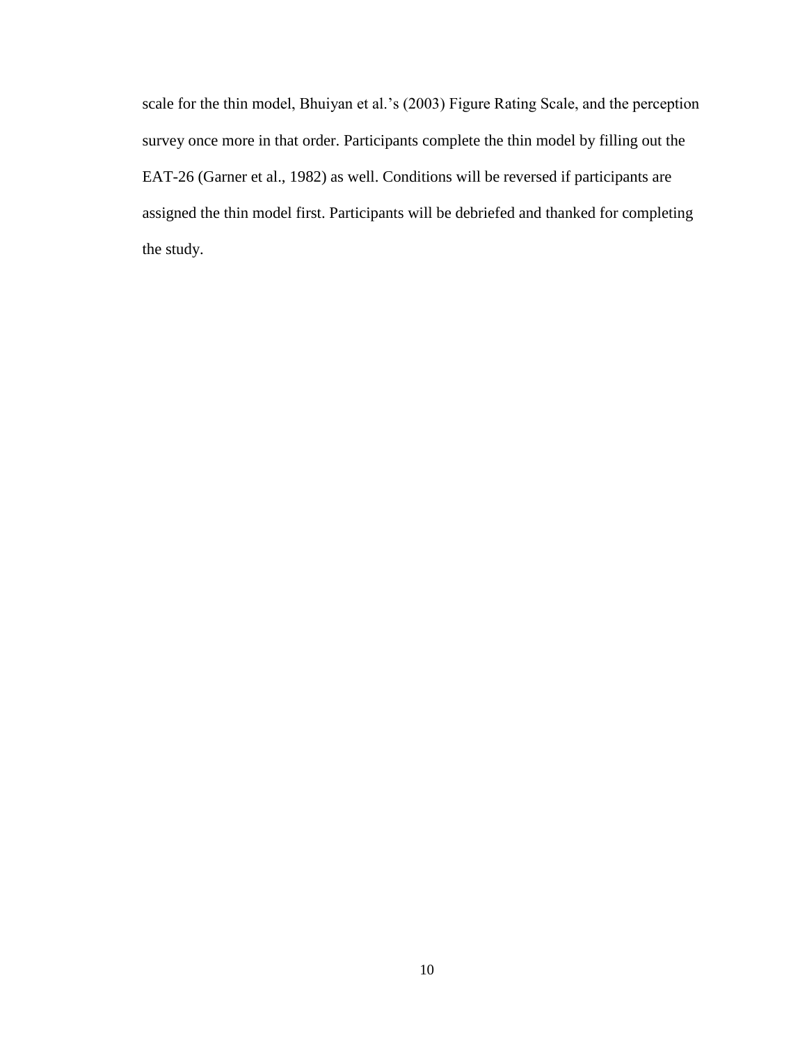scale for the thin model, Bhuiyan et al.'s (2003) Figure Rating Scale, and the perception survey once more in that order. Participants complete the thin model by filling out the EAT-26 (Garner et al., 1982) as well. Conditions will be reversed if participants are assigned the thin model first. Participants will be debriefed and thanked for completing the study.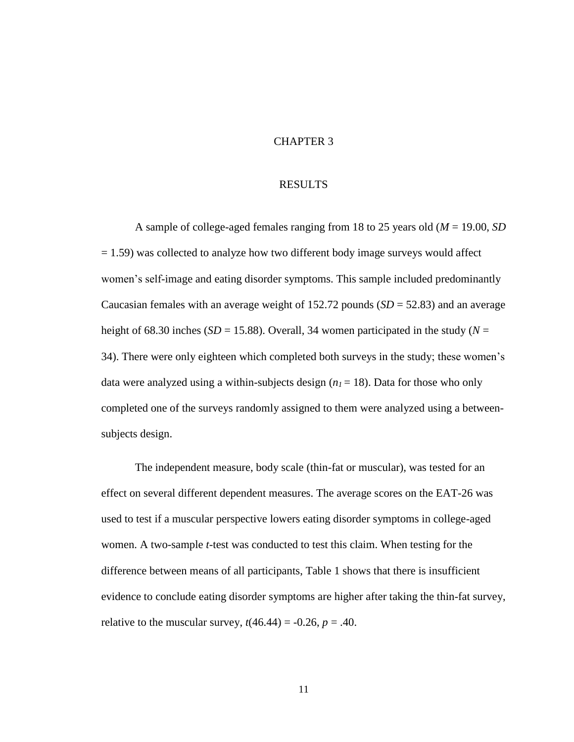# CHAPTER 3

## RESULTS

A sample of college-aged females ranging from 18 to 25 years old (*M* = 19.00, *SD* = 1.59) was collected to analyze how two different body image surveys would affect women's self-image and eating disorder symptoms. This sample included predominantly Caucasian females with an average weight of 152.72 pounds (*SD* = 52.83) and an average height of 68.30 inches (*SD* = 15.88). Overall, 34 women participated in the study (*N* = 34). There were only eighteen which completed both surveys in the study; these women's data were analyzed using a within-subjects design ($n_1 = 18$). Data for those who only completed one of the surveys randomly assigned to them were analyzed using a between-subjects design.

The independent measure, body scale (thin-fat or muscular), was tested for an effect on several different dependent measures. The average scores on the EAT-26 was used to test if a muscular perspective lowers eating disorder symptoms in college-aged women. A two-sample *t*-test was conducted to test this claim. When testing for the difference between means of all participants, Table 1 shows that there is insufficient evidence to conclude eating disorder symptoms are higher after taking the thin-fat survey, relative to the muscular survey, $t(46.44) = -0.26$, $p = .40$.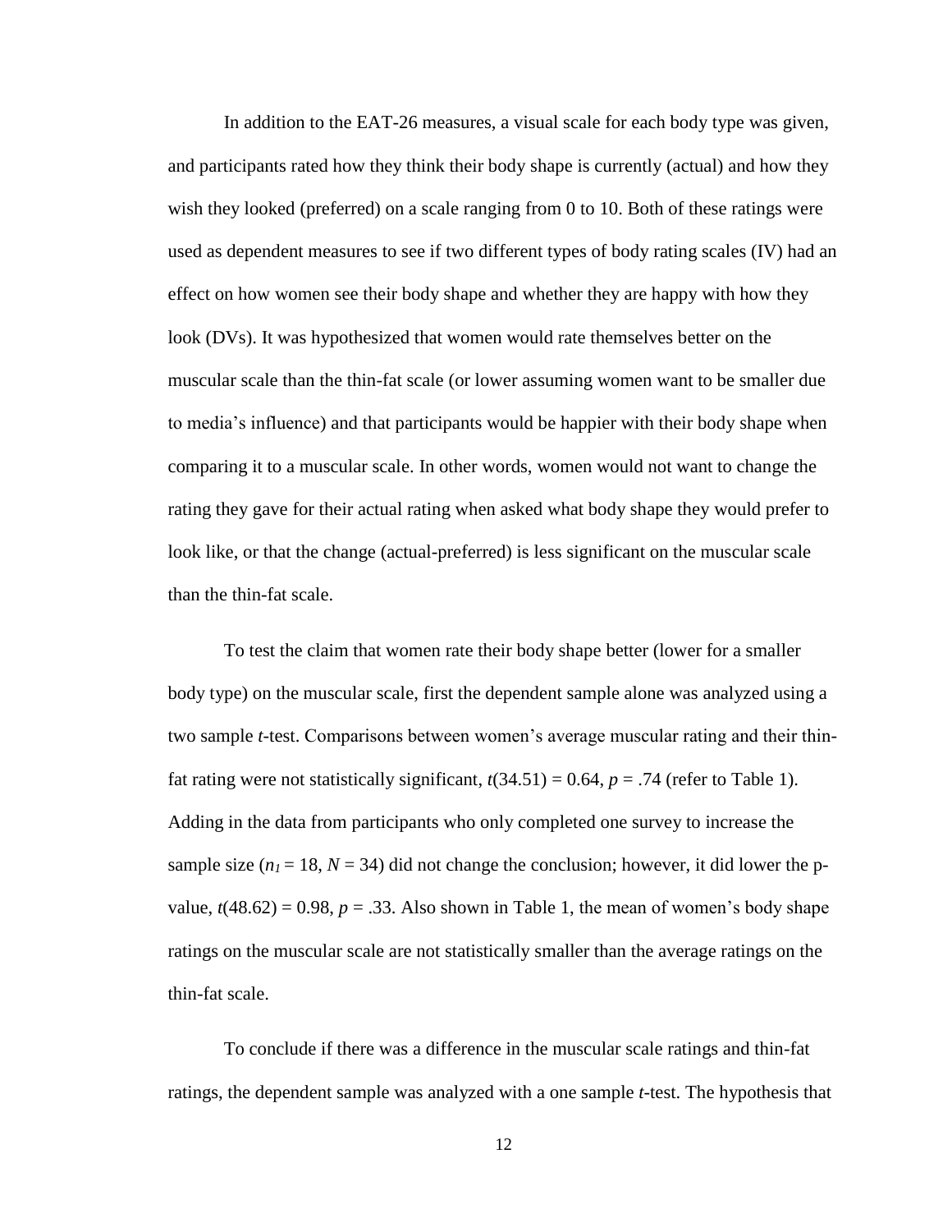In addition to the EAT-26 measures, a visual scale for each body type was given, and participants rated how they think their body shape is currently (actual) and how they wish they looked (preferred) on a scale ranging from 0 to 10. Both of these ratings were used as dependent measures to see if two different types of body rating scales (IV) had an effect on how women see their body shape and whether they are happy with how they look (DVs). It was hypothesized that women would rate themselves better on the muscular scale than the thin-fat scale (or lower assuming women want to be smaller due to media's influence) and that participants would be happier with their body shape when comparing it to a muscular scale. In other words, women would not want to change the rating they gave for their actual rating when asked what body shape they would prefer to look like, or that the change (actual-preferred) is less significant on the muscular scale than the thin-fat scale.

To test the claim that women rate their body shape better (lower for a smaller body type) on the muscular scale, first the dependent sample alone was analyzed using a two sample *t*-test. Comparisons between women's average muscular rating and their thin-fat rating were not statistically significant, $t(34.51) = 0.64$, $p = .74$ (refer to Table 1). Adding in the data from participants who only completed one survey to increase the sample size ($n_1 = 18$, $N = 34$) did not change the conclusion; however, it did lower the p-value, $t(48.62) = 0.98$, $p = .33$. Also shown in Table 1, the mean of women's body shape ratings on the muscular scale are not statistically smaller than the average ratings on the thin-fat scale.

To conclude if there was a difference in the muscular scale ratings and thin-fat ratings, the dependent sample was analyzed with a one sample *t*-test. The hypothesis that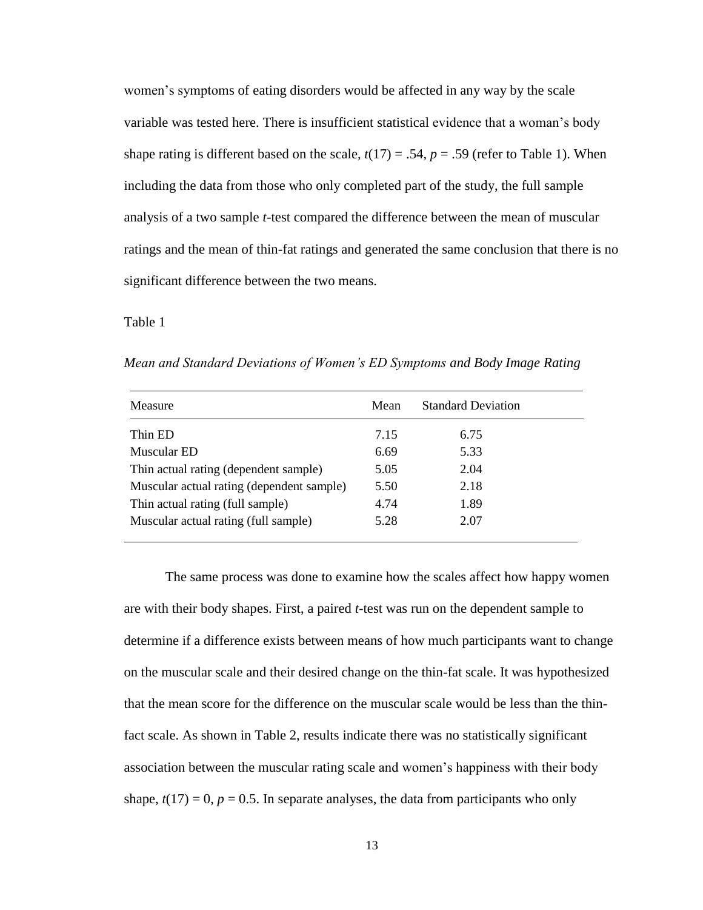women's symptoms of eating disorders would be affected in any way by the scale variable was tested here. There is insufficient statistical evidence that a woman's body shape rating is different based on the scale, $t(17) = .54$, $p = .59$ (refer to Table 1). When including the data from those who only completed part of the study, the full sample analysis of a two sample *t*-test compared the difference between the mean of muscular ratings and the mean of thin-fat ratings and generated the same conclusion that there is no significant difference between the two means.

Table 1

*Mean and Standard Deviations of Women's ED Symptoms and Body Image Rating*

| Measure | Mean | Standard Deviation |
|---|---|---|
| Thin ED | 7.15 | 6.75 |
| Muscular ED | 6.69 | 5.33 |
| Thin actual rating (dependent sample) | 5.05 | 2.04 |
| Muscular actual rating (dependent sample) | 5.50 | 2.18 |
| Thin actual rating (full sample) | 4.74 | 1.89 |
| Muscular actual rating (full sample) | 5.28 | 2.07 |

The same process was done to examine how the scales affect how happy women are with their body shapes. First, a paired *t*-test was run on the dependent sample to determine if a difference exists between means of how much participants want to change on the muscular scale and their desired change on the thin-fat scale. It was hypothesized that the mean score for the difference on the muscular scale would be less than the thin-fact scale. As shown in Table 2, results indicate there was no statistically significant association between the muscular rating scale and women's happiness with their body shape, $t(17) = 0$, $p = 0.5$. In separate analyses, the data from participants who only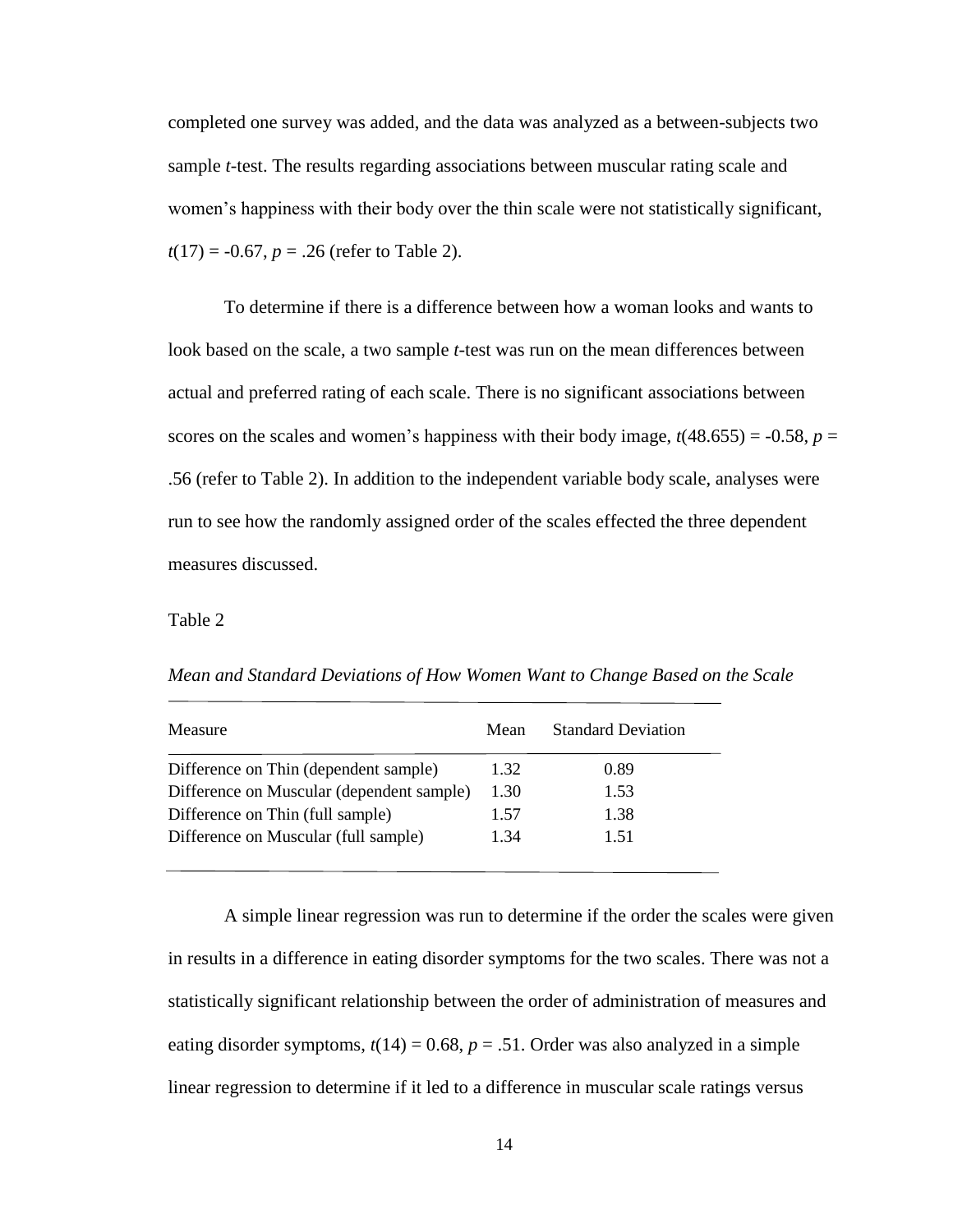completed one survey was added, and the data was analyzed as a between-subjects two sample *t*-test. The results regarding associations between muscular rating scale and women's happiness with their body over the thin scale were not statistically significant, $t(17) = -0.67$, $p = .26$ (refer to Table 2).

To determine if there is a difference between how a woman looks and wants to look based on the scale, a two sample *t*-test was run on the mean differences between actual and preferred rating of each scale. There is no significant associations between scores on the scales and women's happiness with their body image, $t(48.655) = -0.58$, $p = .56$ (refer to Table 2). In addition to the independent variable body scale, analyses were run to see how the randomly assigned order of the scales effected the three dependent measures discussed.

Table 2

*Mean and Standard Deviations of How Women Want to Change Based on the Scale*

| Measure | Mean | Standard Deviation |
|---|---|---|
| Difference on Thin (dependent sample) | 1.32 | 0.89 |
| Difference on Muscular (dependent sample) | 1.30 | 1.53 |
| Difference on Thin (full sample) | 1.57 | 1.38 |
| Difference on Muscular (full sample) | 1.34 | 1.51 |

A simple linear regression was run to determine if the order the scales were given in results in a difference in eating disorder symptoms for the two scales. There was not a statistically significant relationship between the order of administration of measures and eating disorder symptoms, $t(14) = 0.68$, $p = .51$. Order was also analyzed in a simple linear regression to determine if it led to a difference in muscular scale ratings versus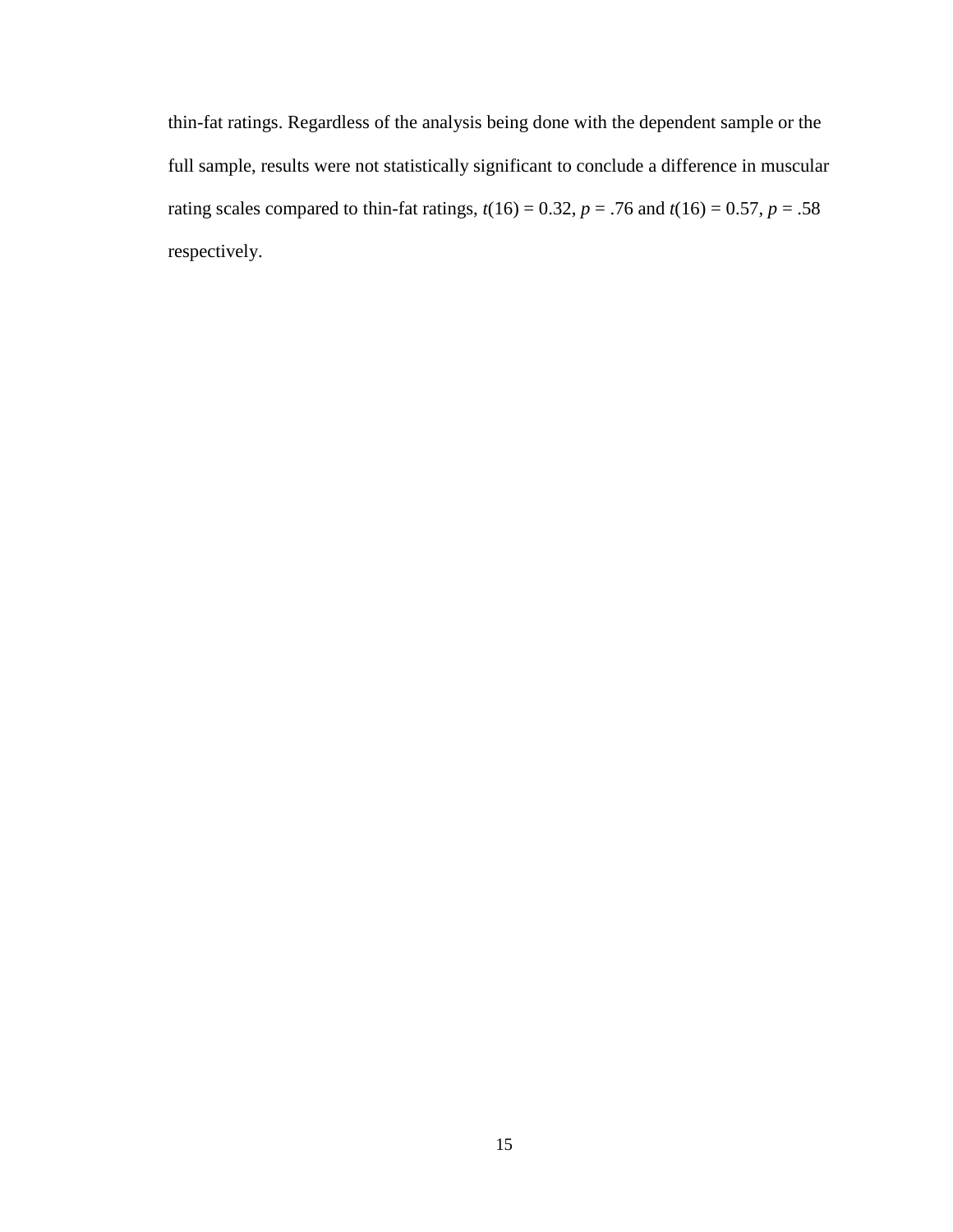thin-fat ratings. Regardless of the analysis being done with the dependent sample or the full sample, results were not statistically significant to conclude a difference in muscular rating scales compared to thin-fat ratings, $t(16) = 0.32$, $p = .76$ and $t(16) = 0.57$, $p = .58$ respectively.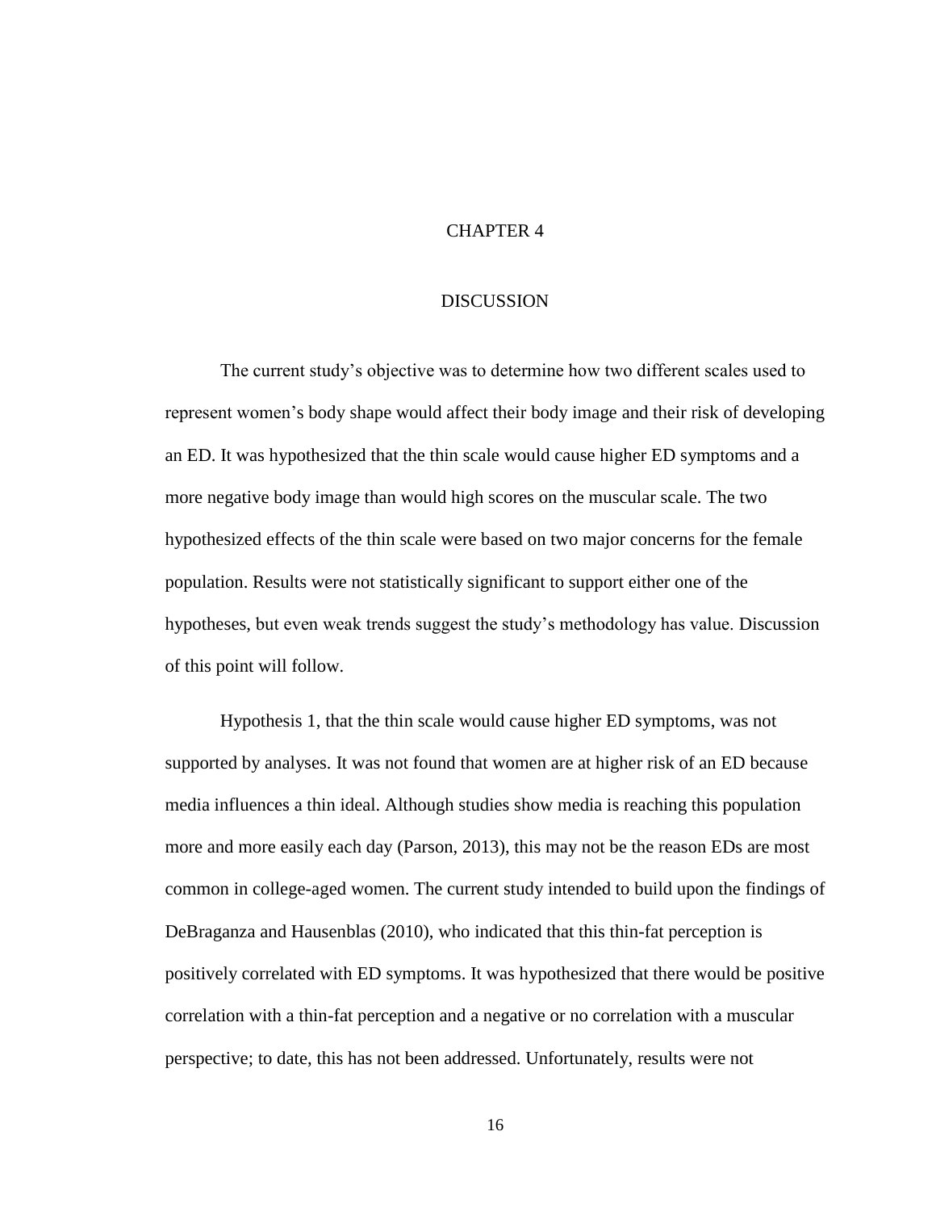# CHAPTER 4

## DISCUSSION

The current study's objective was to determine how two different scales used to represent women's body shape would affect their body image and their risk of developing an ED. It was hypothesized that the thin scale would cause higher ED symptoms and a more negative body image than would high scores on the muscular scale. The two hypothesized effects of the thin scale were based on two major concerns for the female population. Results were not statistically significant to support either one of the hypotheses, but even weak trends suggest the study's methodology has value. Discussion of this point will follow.

Hypothesis 1, that the thin scale would cause higher ED symptoms, was not supported by analyses. It was not found that women are at higher risk of an ED because media influences a thin ideal. Although studies show media is reaching this population more and more easily each day (Parson, 2013), this may not be the reason EDs are most common in college-aged women. The current study intended to build upon the findings of DeBraganza and Hausenblas (2010), who indicated that this thin-fat perception is positively correlated with ED symptoms. It was hypothesized that there would be positive correlation with a thin-fat perception and a negative or no correlation with a muscular perspective; to date, this has not been addressed. Unfortunately, results were not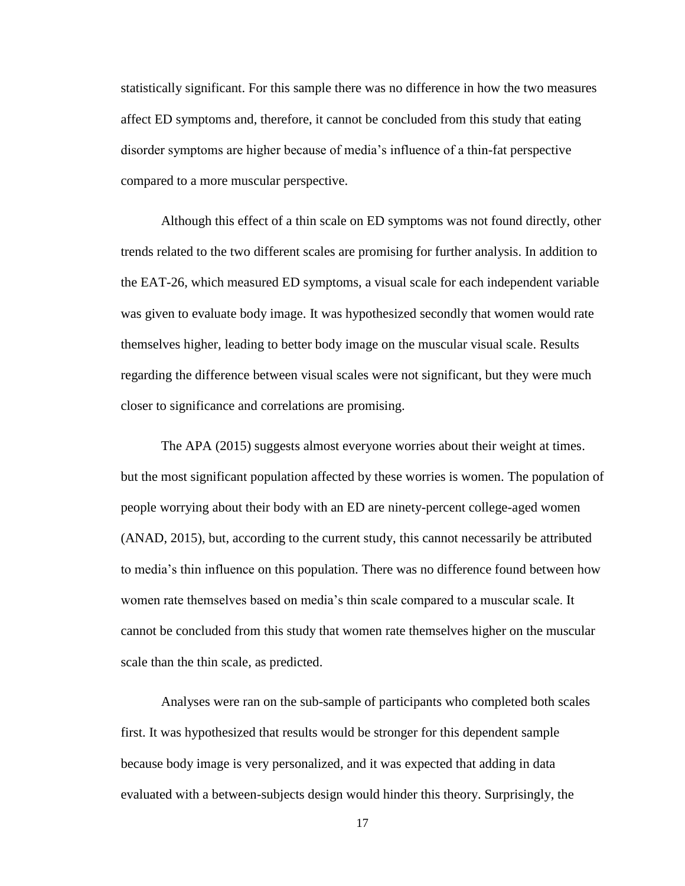statistically significant. For this sample there was no difference in how the two measures affect ED symptoms and, therefore, it cannot be concluded from this study that eating disorder symptoms are higher because of media's influence of a thin-fat perspective compared to a more muscular perspective.

Although this effect of a thin scale on ED symptoms was not found directly, other trends related to the two different scales are promising for further analysis. In addition to the EAT-26, which measured ED symptoms, a visual scale for each independent variable was given to evaluate body image. It was hypothesized secondly that women would rate themselves higher, leading to better body image on the muscular visual scale. Results regarding the difference between visual scales were not significant, but they were much closer to significance and correlations are promising.

The APA (2015) suggests almost everyone worries about their weight at times. but the most significant population affected by these worries is women. The population of people worrying about their body with an ED are ninety-percent college-aged women (ANAD, 2015), but, according to the current study, this cannot necessarily be attributed to media's thin influence on this population. There was no difference found between how women rate themselves based on media's thin scale compared to a muscular scale. It cannot be concluded from this study that women rate themselves higher on the muscular scale than the thin scale, as predicted.

Analyses were ran on the sub-sample of participants who completed both scales first. It was hypothesized that results would be stronger for this dependent sample because body image is very personalized, and it was expected that adding in data evaluated with a between-subjects design would hinder this theory. Surprisingly, the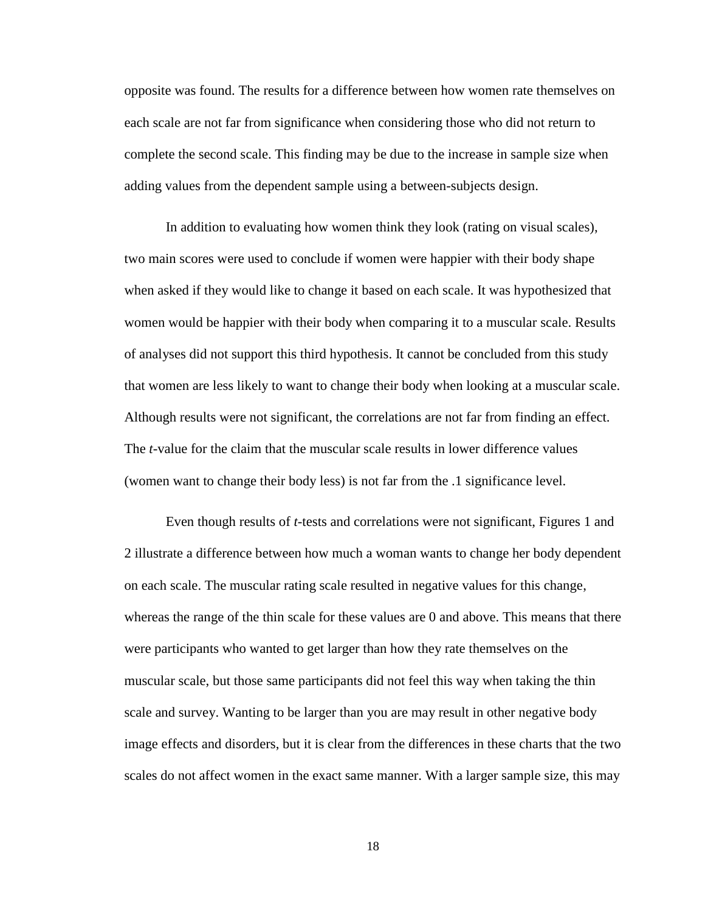opposite was found. The results for a difference between how women rate themselves on each scale are not far from significance when considering those who did not return to complete the second scale. This finding may be due to the increase in sample size when adding values from the dependent sample using a between-subjects design.

In addition to evaluating how women think they look (rating on visual scales), two main scores were used to conclude if women were happier with their body shape when asked if they would like to change it based on each scale. It was hypothesized that women would be happier with their body when comparing it to a muscular scale. Results of analyses did not support this third hypothesis. It cannot be concluded from this study that women are less likely to want to change their body when looking at a muscular scale. Although results were not significant, the correlations are not far from finding an effect. The *t*-value for the claim that the muscular scale results in lower difference values (women want to change their body less) is not far from the .1 significance level.

Even though results of *t*-tests and correlations were not significant, Figures 1 and 2 illustrate a difference between how much a woman wants to change her body dependent on each scale. The muscular rating scale resulted in negative values for this change, whereas the range of the thin scale for these values are 0 and above. This means that there were participants who wanted to get larger than how they rate themselves on the muscular scale, but those same participants did not feel this way when taking the thin scale and survey. Wanting to be larger than you are may result in other negative body image effects and disorders, but it is clear from the differences in these charts that the two scales do not affect women in the exact same manner. With a larger sample size, this may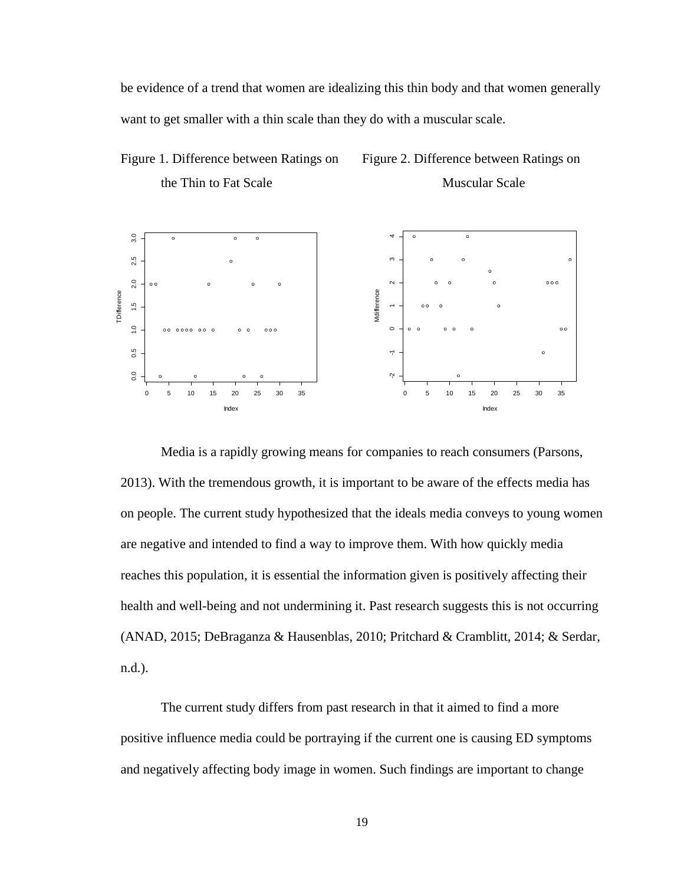be evidence of a trend that women are idealizing this thin body and that women generally want to get smaller with a thin scale than they do with a muscular scale.

Figure 1. Difference between Ratings on the Thin to Fat Scale

Figure 2. Difference between Ratings on Muscular Scale

Media is a rapidly growing means for companies to reach consumers (Parsons, 2013). With the tremendous growth, it is important to be aware of the effects media has on people. The current study hypothesized that the ideals media conveys to young women are negative and intended to find a way to improve them. With how quickly media reaches this population, it is essential the information given is positively affecting their health and well-being and not undermining it. Past research suggests this is not occurring (ANAD, 2015; DeBraganza & Hausenblas, 2010; Pritchard & Cramblitt, 2014; & Serdar, n.d.).

The current study differs from past research in that it aimed to find a more positive influence media could be portraying if the current one is causing ED symptoms and negatively affecting body image in women. Such findings are important to change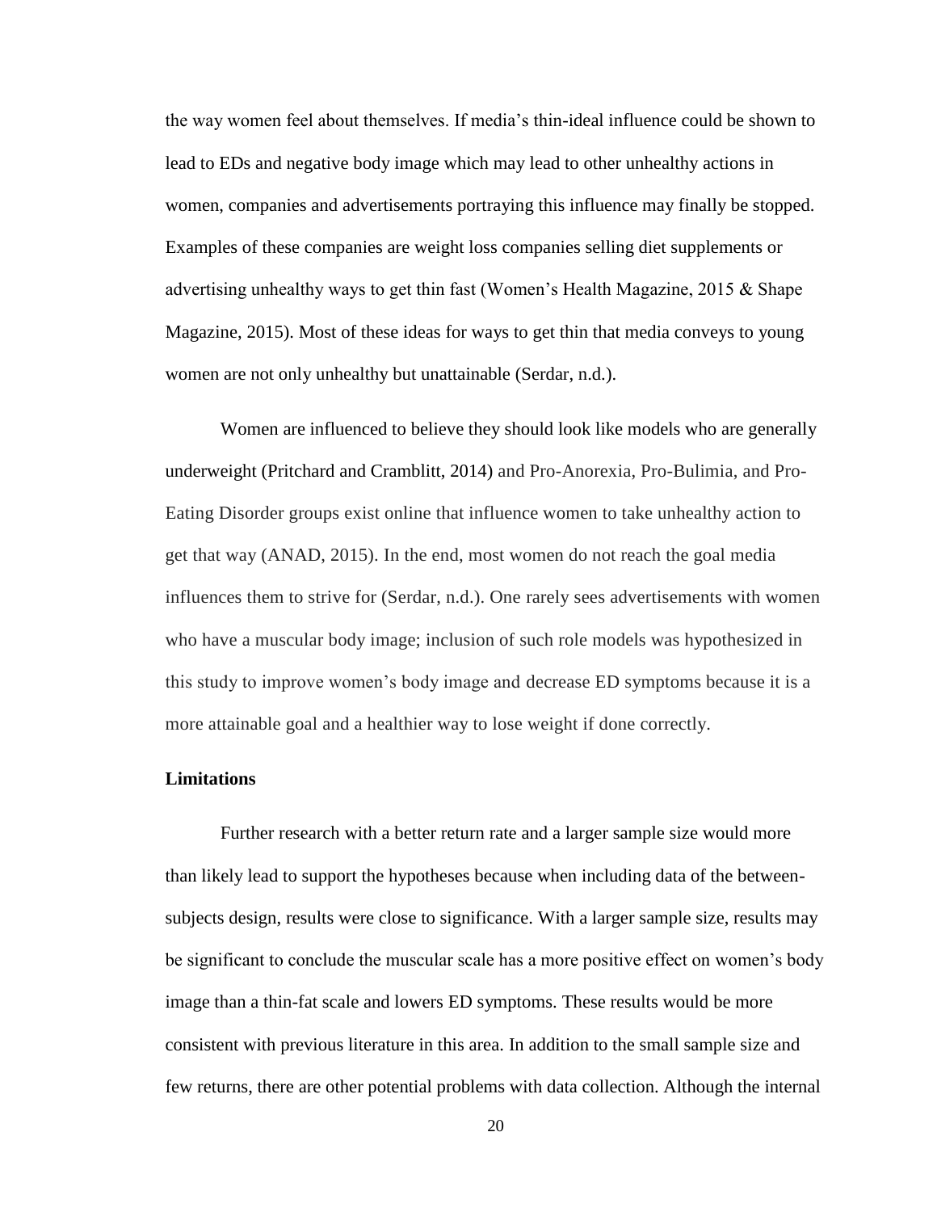the way women feel about themselves. If media's thin-ideal influence could be shown to lead to EDs and negative body image which may lead to other unhealthy actions in women, companies and advertisements portraying this influence may finally be stopped. Examples of these companies are weight loss companies selling diet supplements or advertising unhealthy ways to get thin fast (Women's Health Magazine, 2015 & Shape Magazine, 2015). Most of these ideas for ways to get thin that media conveys to young women are not only unhealthy but unattainable (Serdar, n.d.).

Women are influenced to believe they should look like models who are generally underweight (Pritchard and Cramblitt, 2014) and Pro-Anorexia, Pro-Bulimia, and Pro-Eating Disorder groups exist online that influence women to take unhealthy action to get that way (ANAD, 2015). In the end, most women do not reach the goal media influences them to strive for (Serdar, n.d.). One rarely sees advertisements with women who have a muscular body image; inclusion of such role models was hypothesized in this study to improve women's body image and decrease ED symptoms because it is a more attainable goal and a healthier way to lose weight if done correctly.

**Limitations**

Further research with a better return rate and a larger sample size would more than likely lead to support the hypotheses because when including data of the between-subjects design, results were close to significance. With a larger sample size, results may be significant to conclude the muscular scale has a more positive effect on women's body image than a thin-fat scale and lowers ED symptoms. These results would be more consistent with previous literature in this area. In addition to the small sample size and few returns, there are other potential problems with data collection. Although the internal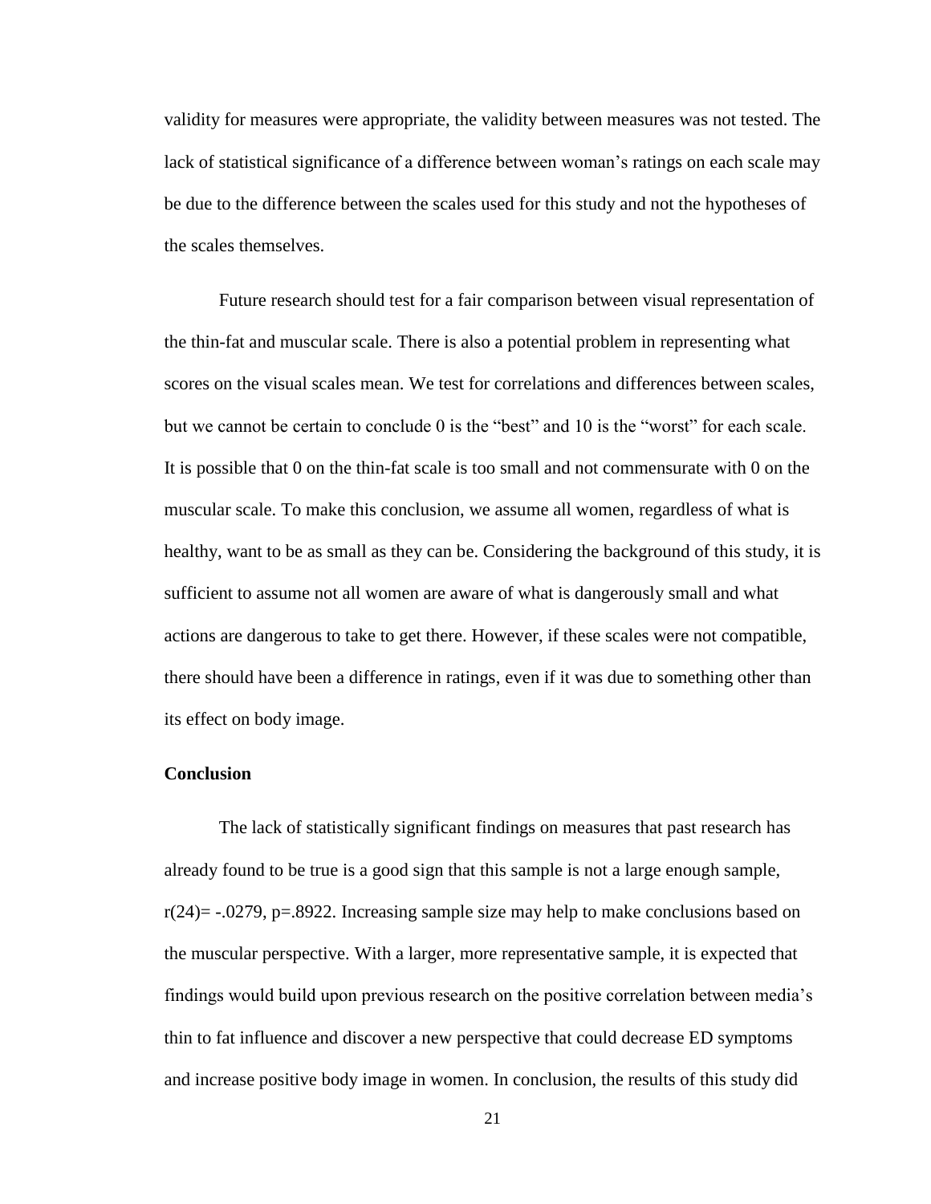validity for measures were appropriate, the validity between measures was not tested. The lack of statistical significance of a difference between woman's ratings on each scale may be due to the difference between the scales used for this study and not the hypotheses of the scales themselves.

Future research should test for a fair comparison between visual representation of the thin-fat and muscular scale. There is also a potential problem in representing what scores on the visual scales mean. We test for correlations and differences between scales, but we cannot be certain to conclude 0 is the "best" and 10 is the "worst" for each scale. It is possible that 0 on the thin-fat scale is too small and not commensurate with 0 on the muscular scale. To make this conclusion, we assume all women, regardless of what is healthy, want to be as small as they can be. Considering the background of this study, it is sufficient to assume not all women are aware of what is dangerously small and what actions are dangerous to take to get there. However, if these scales were not compatible, there should have been a difference in ratings, even if it was due to something other than its effect on body image.

**Conclusion**

The lack of statistically significant findings on measures that past research has already found to be true is a good sign that this sample is not a large enough sample, $r(24) = -.0279$, $p = .8922$. Increasing sample size may help to make conclusions based on the muscular perspective. With a larger, more representative sample, it is expected that findings would build upon previous research on the positive correlation between media's thin to fat influence and discover a new perspective that could decrease ED symptoms and increase positive body image in women. In conclusion, the results of this study did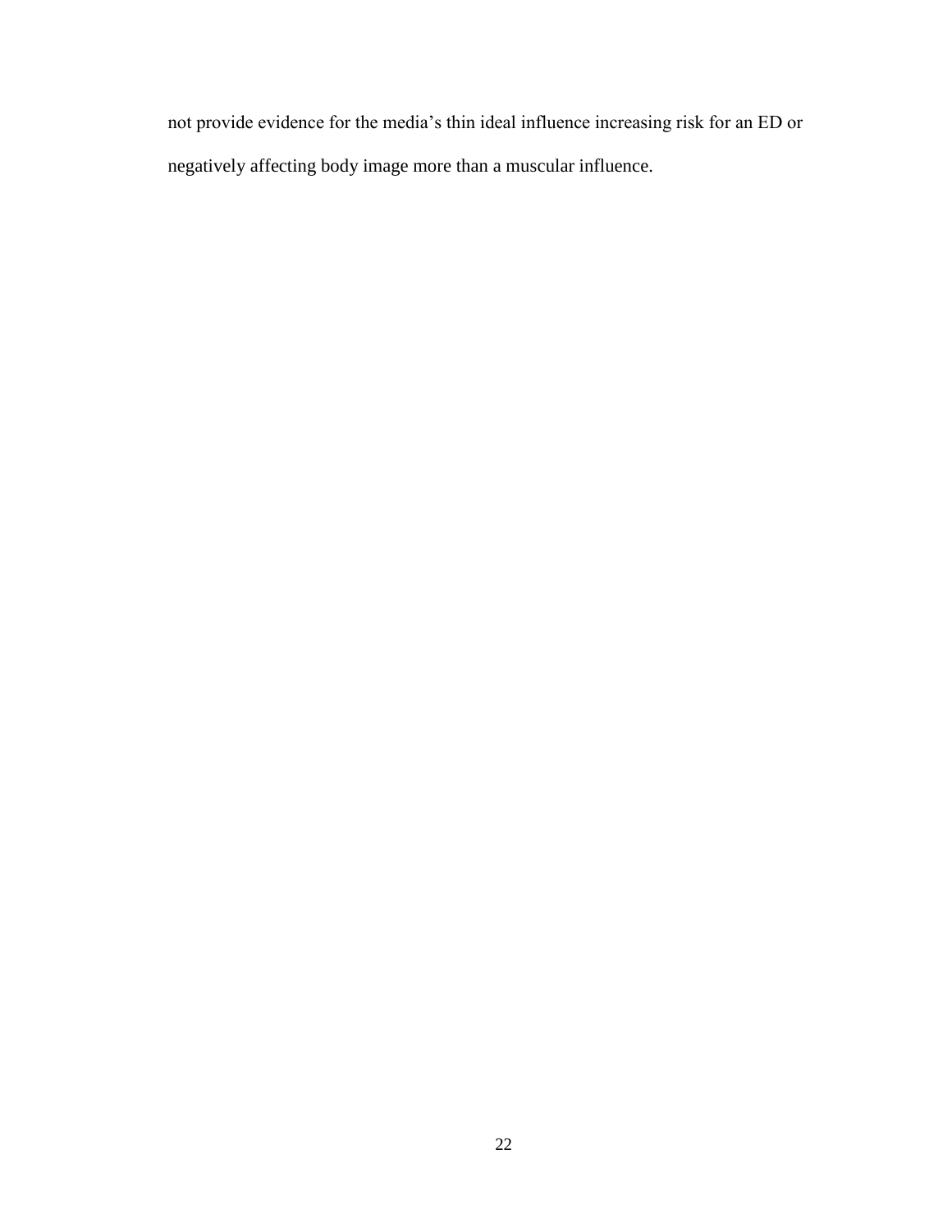not provide evidence for the media's thin ideal influence increasing risk for an ED or negatively affecting body image more than a muscular influence.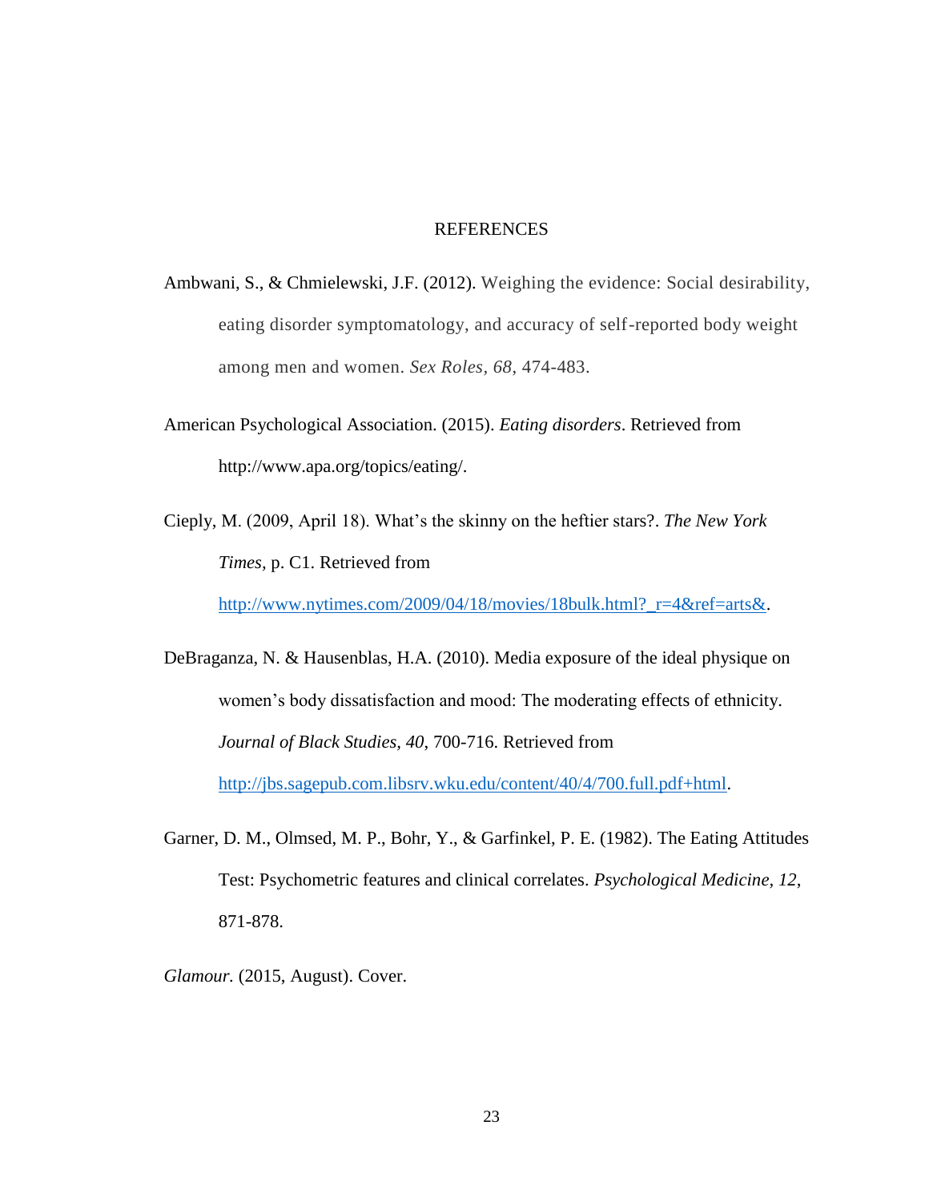# REFERENCES

Ambwani, S., & Chmielewski, J.F. (2012). Weighing the evidence: Social desirability, eating disorder symptomatology, and accuracy of self-reported body weight among men and women. *Sex Roles, 68*, 474-483.

American Psychological Association. (2015). *Eating disorders*. Retrieved from http://www.apa.org/topics/eating/.

Cieply, M. (2009, April 18). What's the skinny on the heftier stars?. *The New York Times,* p. C1. Retrieved from http://www.nytimes.com/2009/04/18/movies/18bulk.html?_r=4&ref=arts&.

DeBraganza, N. & Hausenblas, H.A. (2010). Media exposure of the ideal physique on women's body dissatisfaction and mood: The moderating effects of ethnicity. *Journal of Black Studies, 40,* 700-716. Retrieved from http://jbs.sagepub.com.libsrv.wku.edu/content/40/4/700.full.pdf+html.

Garner, D. M., Olmsed, M. P., Bohr, Y., & Garfinkel, P. E. (1982). The Eating Attitudes Test: Psychometric features and clinical correlates. *Psychological Medicine, 12*, 871-878.

*Glamour.* (2015, August). Cover.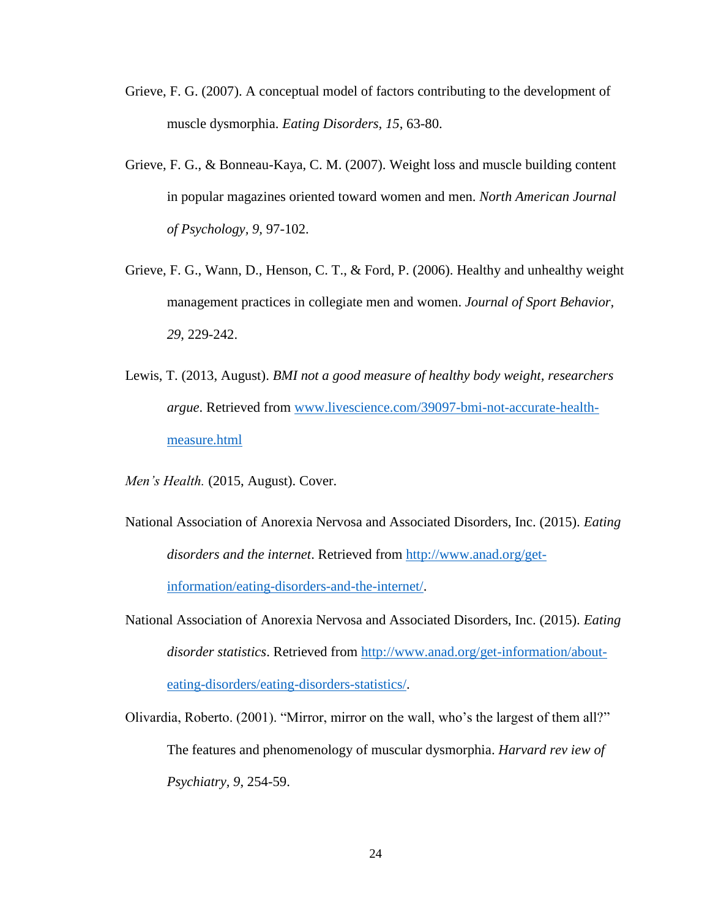Grieve, F. G. (2007). A conceptual model of factors contributing to the development of muscle dysmorphia. *Eating Disorders, 15*, 63-80.

Grieve, F. G., & Bonneau-Kaya, C. M. (2007). Weight loss and muscle building content in popular magazines oriented toward women and men. *North American Journal of Psychology, 9,* 97-102.

Grieve, F. G., Wann, D., Henson, C. T., & Ford, P. (2006). Healthy and unhealthy weight management practices in collegiate men and women. *Journal of Sport Behavior, 29*, 229-242.

Lewis, T. (2013, August). *BMI not a good measure of healthy body weight, researchers argue*. Retrieved from www.livescience.com/39097-bmi-not-accurate-health-measure.html

*Men's Health.* (2015, August). Cover.

National Association of Anorexia Nervosa and Associated Disorders, Inc. (2015). *Eating disorders and the internet*. Retrieved from http://www.anad.org/get-information/eating-disorders-and-the-internet/.

National Association of Anorexia Nervosa and Associated Disorders, Inc. (2015). *Eating disorder statistics*. Retrieved from http://www.anad.org/get-information/about-eating-disorders/eating-disorders-statistics/.

Olivardia, Roberto. (2001). "Mirror, mirror on the wall, who's the largest of them all?" The features and phenomenology of muscular dysmorphia. *Harvard rev iew of Psychiatry, 9*, 254-59.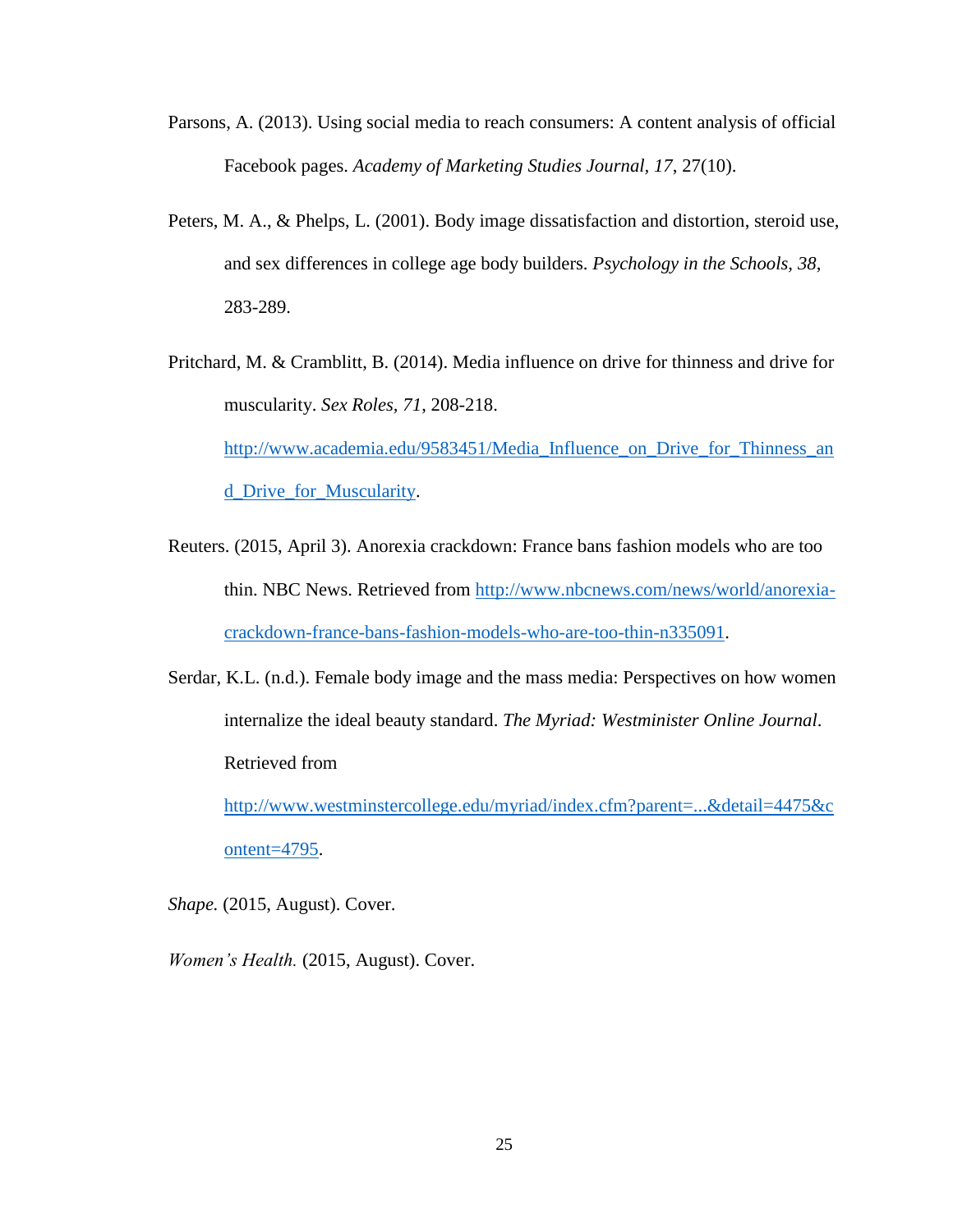Parsons, A. (2013). Using social media to reach consumers: A content analysis of official Facebook pages. *Academy of Marketing Studies Journal, 17*, 27(10).

Peters, M. A., & Phelps, L. (2001). Body image dissatisfaction and distortion, steroid use, and sex differences in college age body builders. *Psychology in the Schools, 38*, 283-289.

Pritchard, M. & Cramblitt, B. (2014). Media influence on drive for thinness and drive for muscularity. *Sex Roles, 71*, 208-218. http://www.academia.edu/9583451/Media_Influence_on_Drive_for_Thinness_and_Drive_for_Muscularity.

Reuters. (2015, April 3). Anorexia crackdown: France bans fashion models who are too thin. NBC News. Retrieved from http://www.nbcnews.com/news/world/anorexia-crackdown-france-bans-fashion-models-who-are-too-thin-n335091.

Serdar, K.L. (n.d.). Female body image and the mass media: Perspectives on how women internalize the ideal beauty standard. *The Myriad: Westminister Online Journal*. Retrieved from http://www.westminstercollege.edu/myriad/index.cfm?parent=...&detail=4475&content=4795.

*Shape.* (2015, August). Cover.

*Women's Health.* (2015, August). Cover.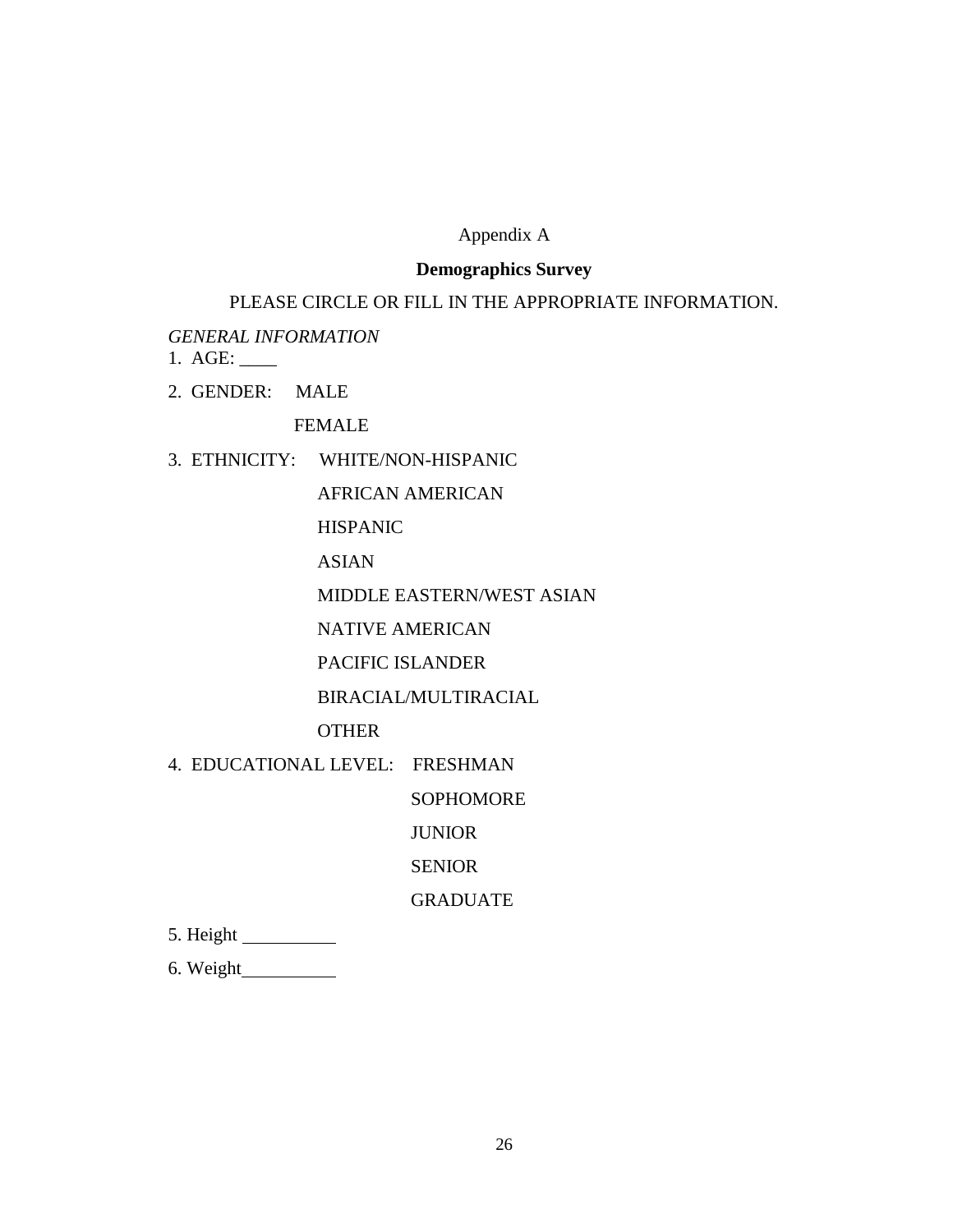Appendix A

**Demographics Survey**

PLEASE CIRCLE OR FILL IN THE APPROPRIATE INFORMATION.

*GENERAL INFORMATION*

1. AGE: ____

2. GENDER: MALE

   FEMALE

3. ETHNICITY: WHITE/NON-HISPANIC

   AFRICAN AMERICAN

   HISPANIC

   ASIAN

   MIDDLE EASTERN/WEST ASIAN

   NATIVE AMERICAN

   PACIFIC ISLANDER

   BIRACIAL/MULTIRACIAL

   OTHER

4. EDUCATIONAL LEVEL: FRESHMAN

   SOPHOMORE

   JUNIOR

   SENIOR

   GRADUATE

5. Height __________

6. Weight__________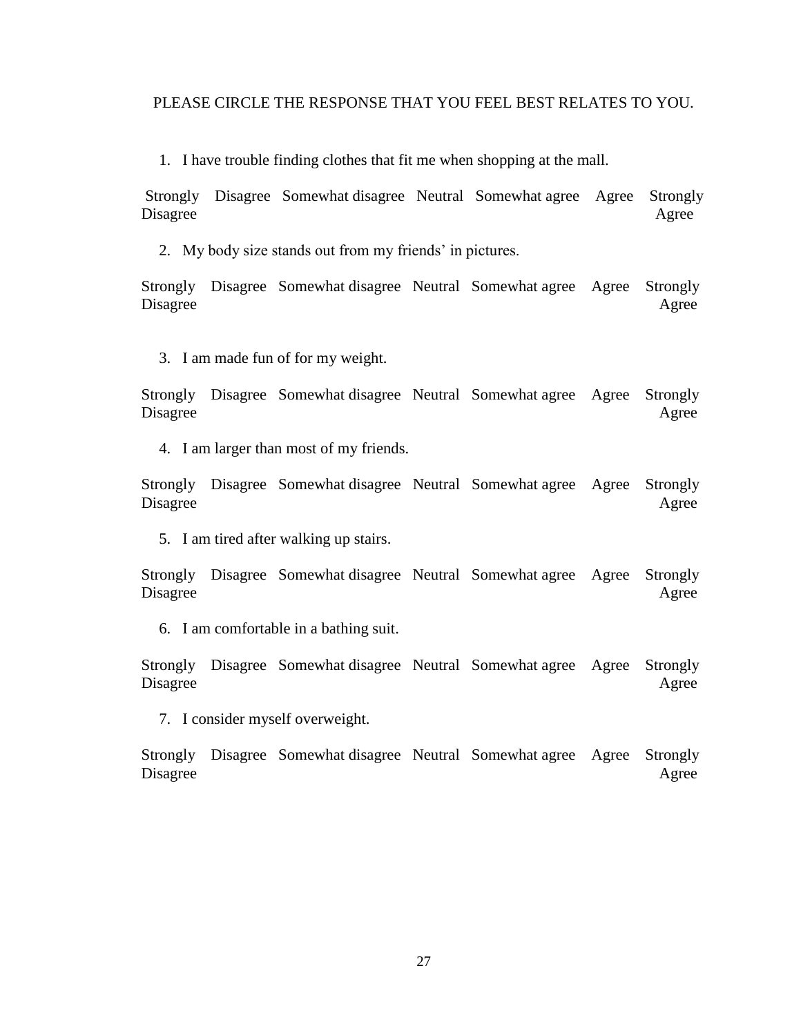PLEASE CIRCLE THE RESPONSE THAT YOU FEEL BEST RELATES TO YOU.

1. I have trouble finding clothes that fit me when shopping at the mall.

Strongly Disagree    Disagree    Somewhat disagree    Neutral    Somewhat agree    Agree    Strongly Agree

2. My body size stands out from my friends' in pictures.

Strongly Disagree    Disagree    Somewhat disagree    Neutral    Somewhat agree    Agree    Strongly Agree

3. I am made fun of for my weight.

Strongly Disagree    Disagree    Somewhat disagree    Neutral    Somewhat agree    Agree    Strongly Agree

4. I am larger than most of my friends.

Strongly Disagree    Disagree    Somewhat disagree    Neutral    Somewhat agree    Agree    Strongly Agree

5. I am tired after walking up stairs.

Strongly Disagree    Disagree    Somewhat disagree    Neutral    Somewhat agree    Agree    Strongly Agree

6. I am comfortable in a bathing suit.

Strongly Disagree    Disagree    Somewhat disagree    Neutral    Somewhat agree    Agree    Strongly Agree

7. I consider myself overweight.

Strongly Disagree    Disagree    Somewhat disagree    Neutral    Somewhat agree    Agree    Strongly Agree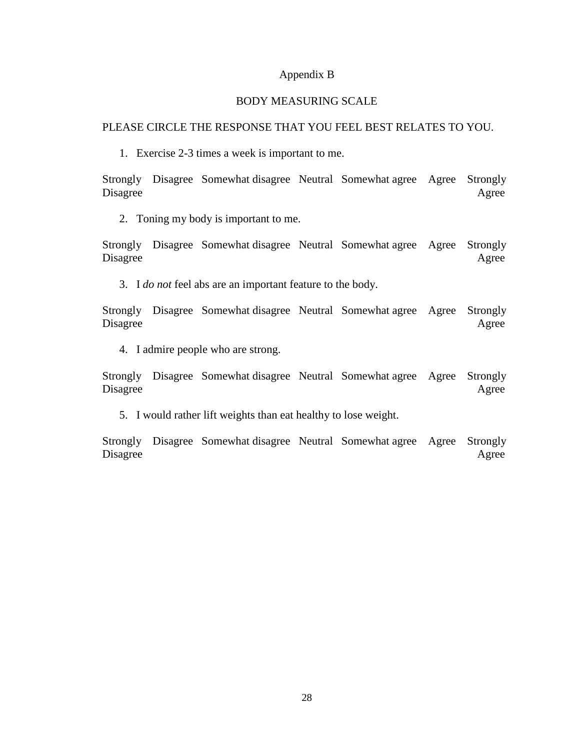# Appendix B

## BODY MEASURING SCALE

PLEASE CIRCLE THE RESPONSE THAT YOU FEEL BEST RELATES TO YOU.

1. Exercise 2-3 times a week is important to me.

Strongly Disagree   Disagree   Somewhat disagree   Neutral   Somewhat agree   Agree   Strongly Agree

2. Toning my body is important to me.

Strongly Disagree   Disagree   Somewhat disagree   Neutral   Somewhat agree   Agree   Strongly Agree

3. I *do not* feel abs are an important feature to the body.

Strongly Disagree   Disagree   Somewhat disagree   Neutral   Somewhat agree   Agree   Strongly Agree

4. I admire people who are strong.

Strongly Disagree   Disagree   Somewhat disagree   Neutral   Somewhat agree   Agree   Strongly Agree

5. I would rather lift weights than eat healthy to lose weight.

Strongly Disagree   Disagree   Somewhat disagree   Neutral   Somewhat agree   Agree   Strongly Agree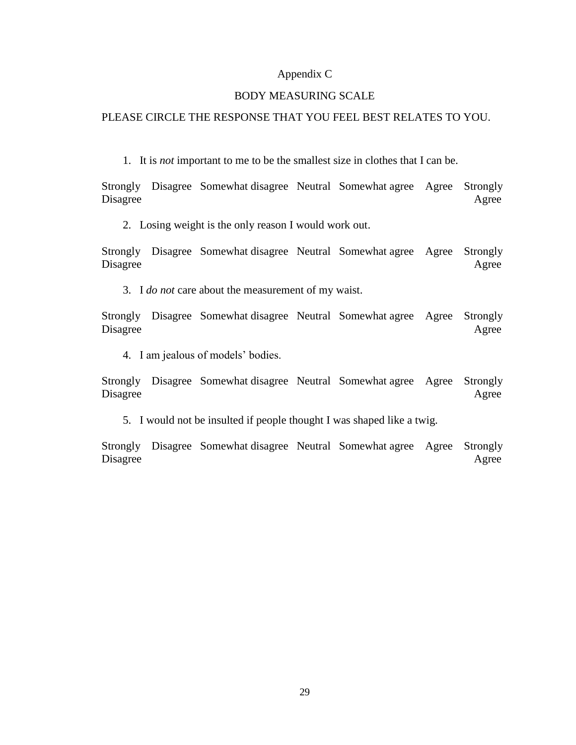# Appendix C

## BODY MEASURING SCALE

PLEASE CIRCLE THE RESPONSE THAT YOU FEEL BEST RELATES TO YOU.

1. It is *not* important to me to be the smallest size in clothes that I can be.

Strongly Disagree    Disagree    Somewhat disagree    Neutral    Somewhat agree    Agree    Strongly Agree

2. Losing weight is the only reason I would work out.

Strongly Disagree    Disagree    Somewhat disagree    Neutral    Somewhat agree    Agree    Strongly Agree

3. I *do not* care about the measurement of my waist.

Strongly Disagree    Disagree    Somewhat disagree    Neutral    Somewhat agree    Agree    Strongly Agree

4. I am jealous of models' bodies.

Strongly Disagree    Disagree    Somewhat disagree    Neutral    Somewhat agree    Agree    Strongly Agree

5. I would not be insulted if people thought I was shaped like a twig.

Strongly Disagree    Disagree    Somewhat disagree    Neutral    Somewhat agree    Agree    Strongly Agree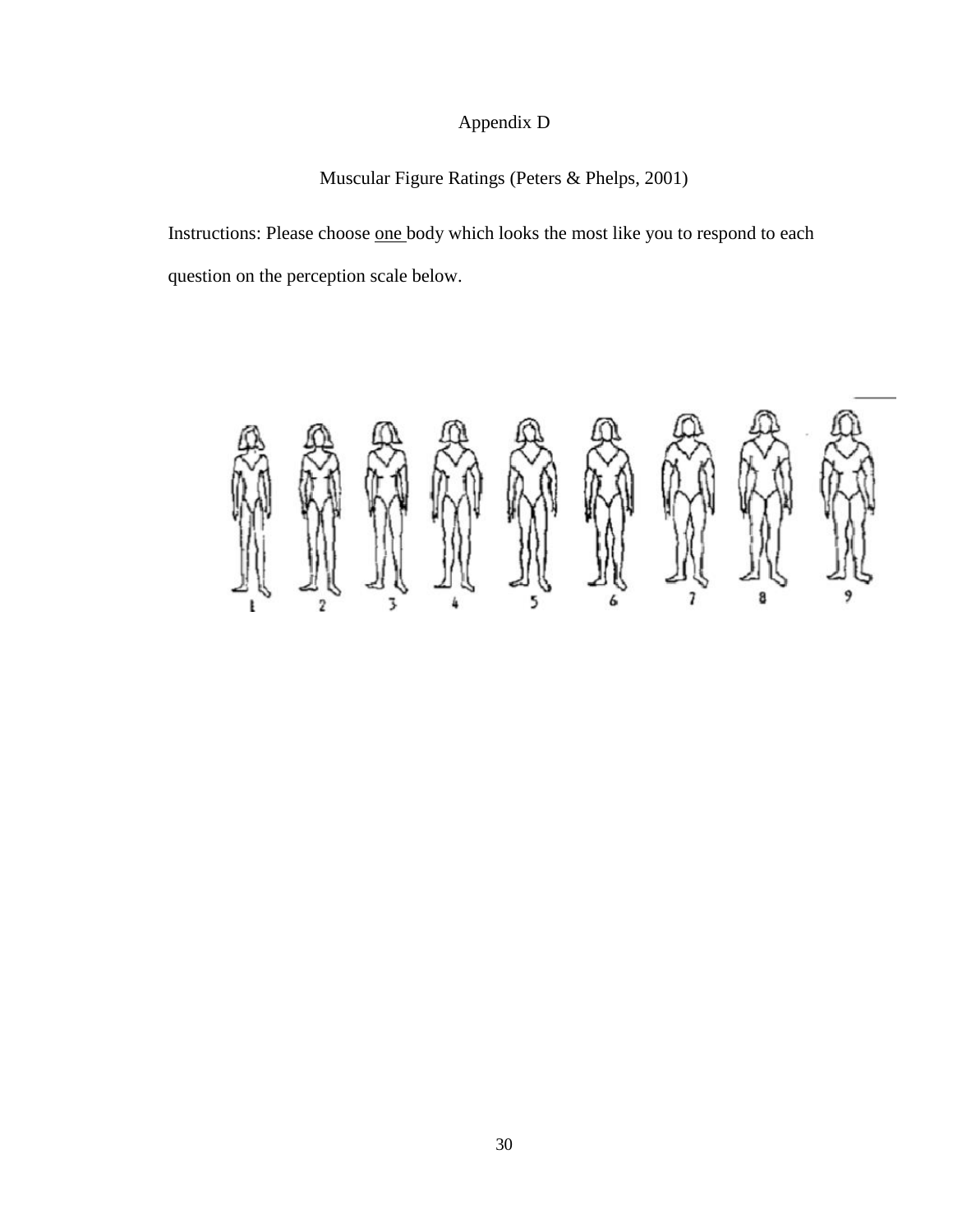# Appendix D

## Muscular Figure Ratings (Peters & Phelps, 2001)

Instructions: Please choose one body which looks the most like you to respond to each question on the perception scale below.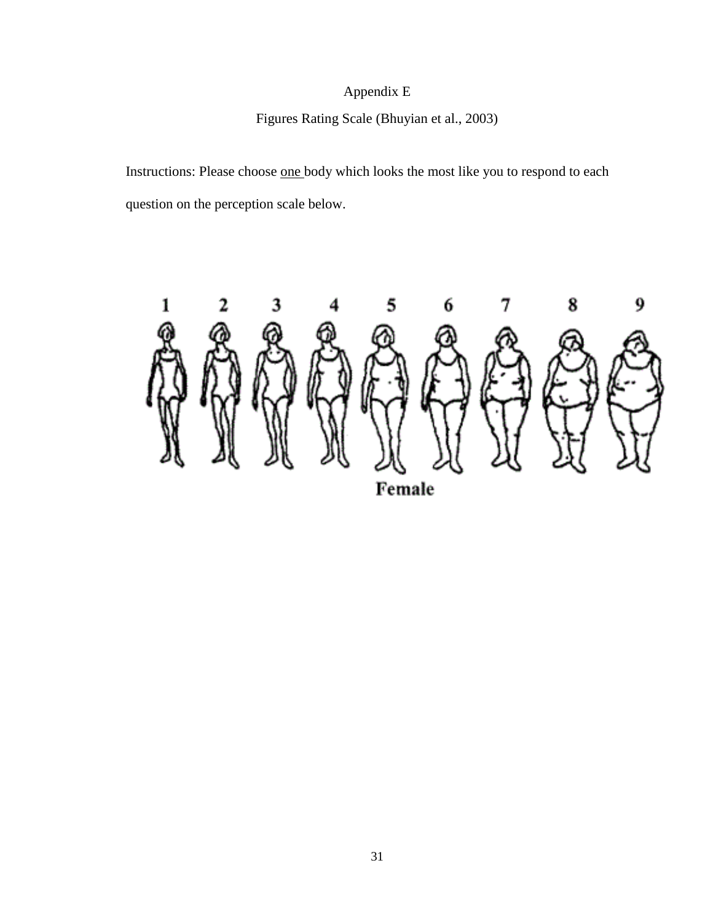Appendix E

Figures Rating Scale (Bhuyian et al., 2003)

Instructions: Please choose one body which looks the most like you to respond to each question on the perception scale below.

1 2 3 4 5 6 7 8 9

Female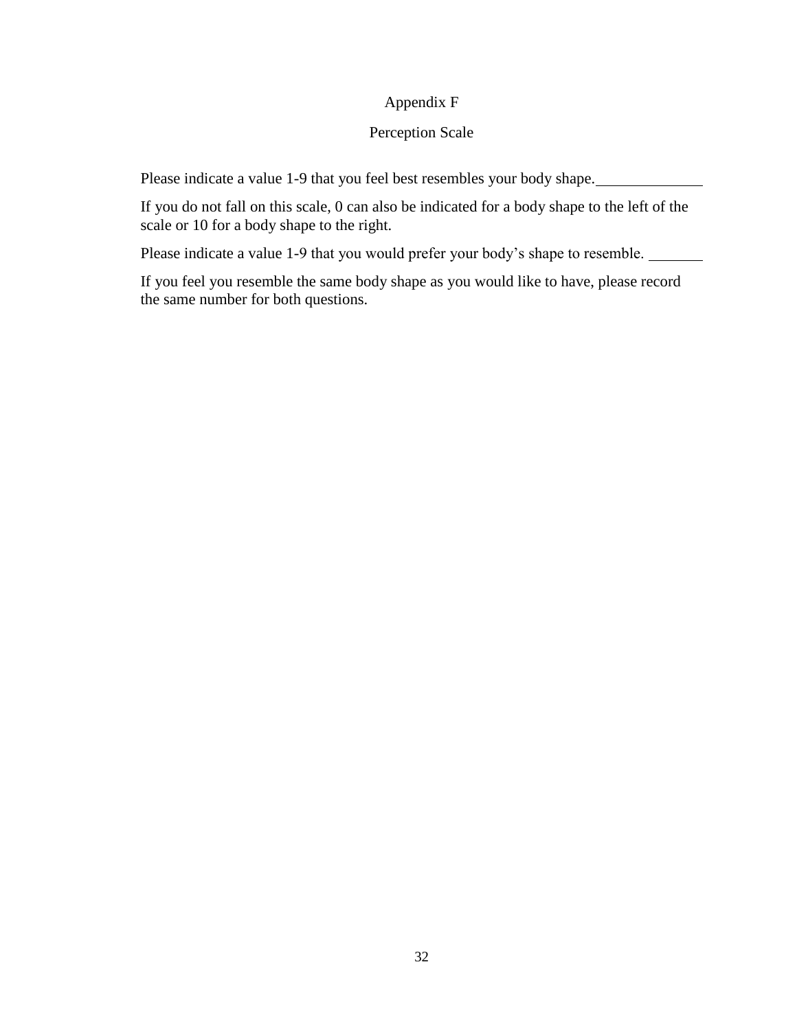# Appendix F

## Perception Scale

Please indicate a value 1-9 that you feel best resembles your body shape.______________

If you do not fall on this scale, 0 can also be indicated for a body shape to the left of the scale or 10 for a body shape to the right.

Please indicate a value 1-9 that you would prefer your body's shape to resemble. ________

If you feel you resemble the same body shape as you would like to have, please record the same number for both questions.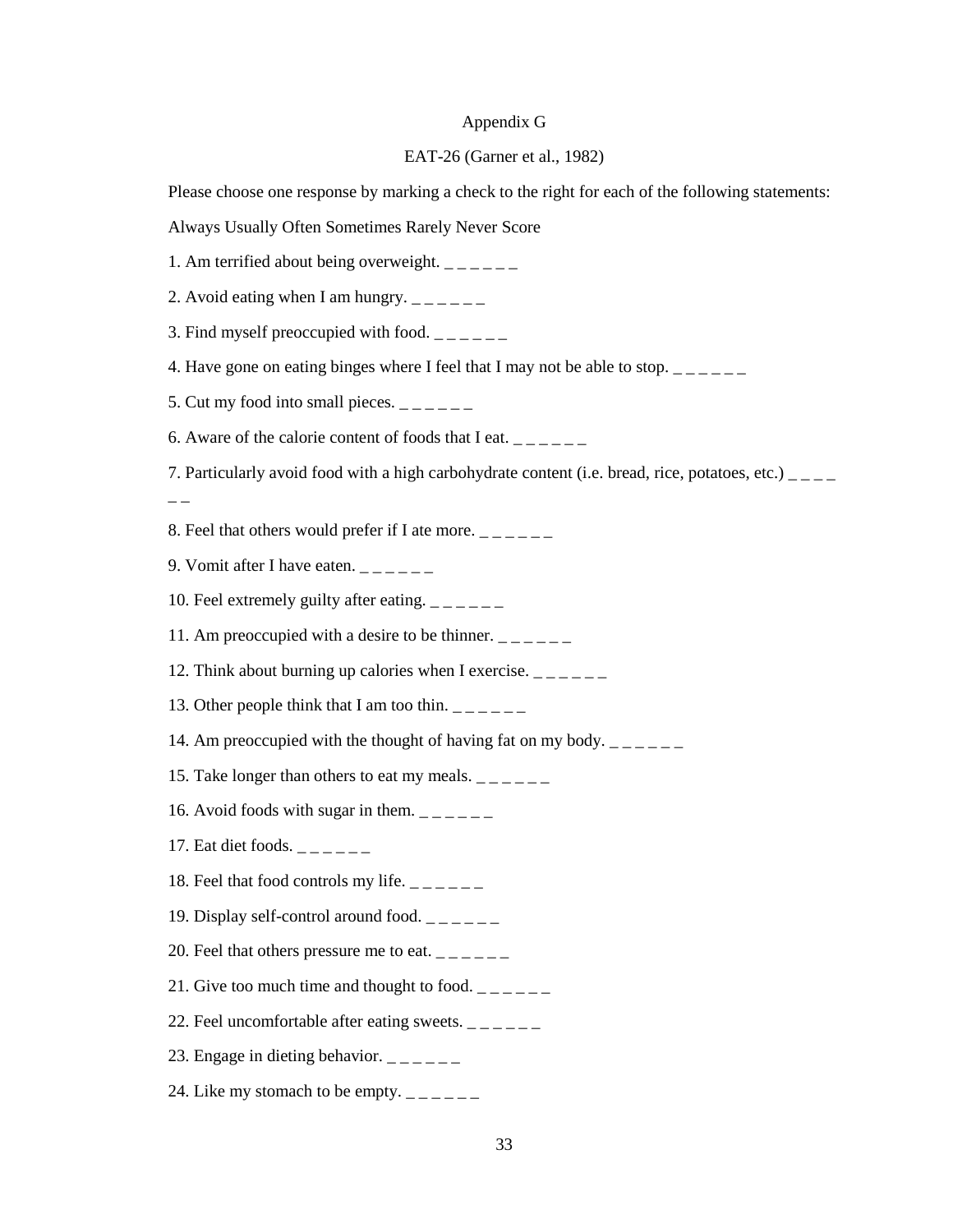Appendix G

EAT-26 (Garner et al., 1982)

Please choose one response by marking a check to the right for each of the following statements:

Always Usually Often Sometimes Rarely Never Score

1. Am terrified about being overweight. _ _ _ _ _ _

2. Avoid eating when I am hungry. _ _ _ _ _ _

3. Find myself preoccupied with food. _ _ _ _ _ _

4. Have gone on eating binges where I feel that I may not be able to stop. _ _ _ _ _ _

5. Cut my food into small pieces. _ _ _ _ _ _

6. Aware of the calorie content of foods that I eat. _ _ _ _ _ _

7. Particularly avoid food with a high carbohydrate content (i.e. bread, rice, potatoes, etc.) _ _ _ _ _ _

8. Feel that others would prefer if I ate more. _ _ _ _ _ _

9. Vomit after I have eaten. _ _ _ _ _ _

10. Feel extremely guilty after eating. _ _ _ _ _ _

11. Am preoccupied with a desire to be thinner. _ _ _ _ _ _

12. Think about burning up calories when I exercise. _ _ _ _ _ _

13. Other people think that I am too thin. _ _ _ _ _ _

14. Am preoccupied with the thought of having fat on my body. _ _ _ _ _ _

15. Take longer than others to eat my meals. _ _ _ _ _ _

16. Avoid foods with sugar in them. _ _ _ _ _ _

17. Eat diet foods. _ _ _ _ _ _

18. Feel that food controls my life. _ _ _ _ _ _

19. Display self-control around food. _ _ _ _ _ _

20. Feel that others pressure me to eat. _ _ _ _ _ _

21. Give too much time and thought to food. _ _ _ _ _ _

22. Feel uncomfortable after eating sweets. _ _ _ _ _ _

23. Engage in dieting behavior. _ _ _ _ _ _

24. Like my stomach to be empty. _ _ _ _ _ _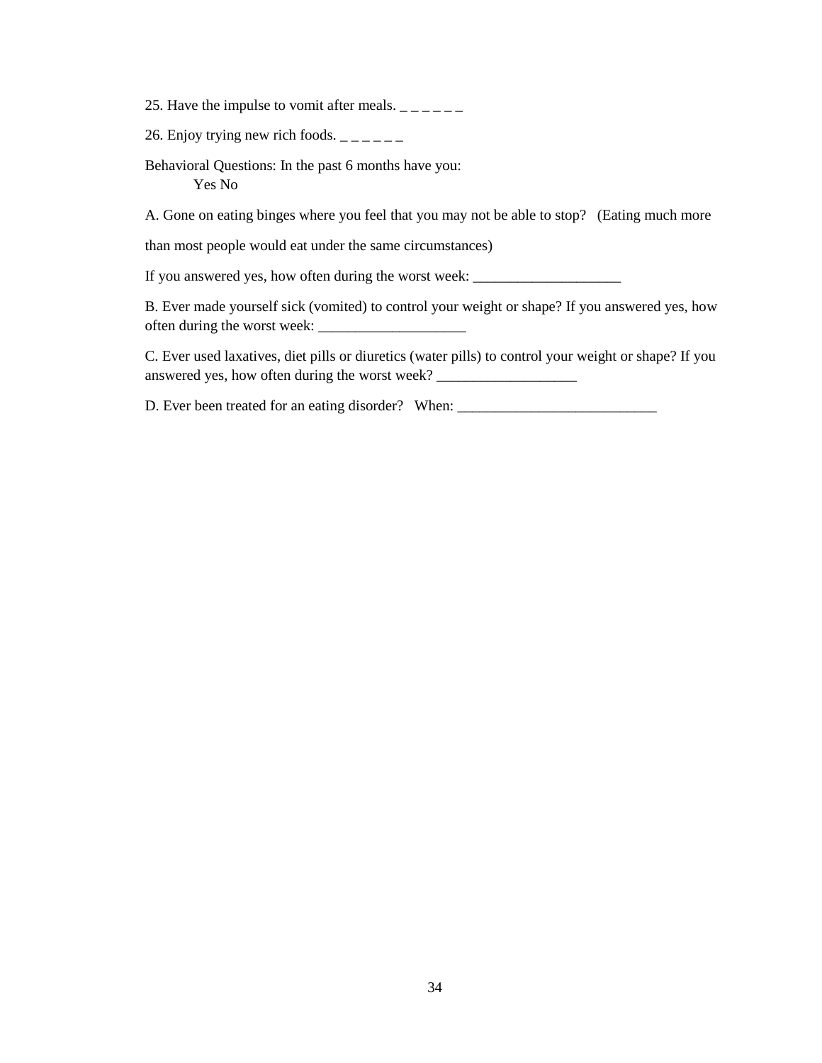25. Have the impulse to vomit after meals. _ _ _ _ _ _

26. Enjoy trying new rich foods. _ _ _ _ _ _

Behavioral Questions: In the past 6 months have you:

Yes No

A. Gone on eating binges where you feel that you may not be able to stop? (Eating much more than most people would eat under the same circumstances)

If you answered yes, how often during the worst week: ____________________

B. Ever made yourself sick (vomited) to control your weight or shape? If you answered yes, how often during the worst week: ____________________

C. Ever used laxatives, diet pills or diuretics (water pills) to control your weight or shape? If you answered yes, how often during the worst week? ___________________

D. Ever been treated for an eating disorder? When: ___________________________